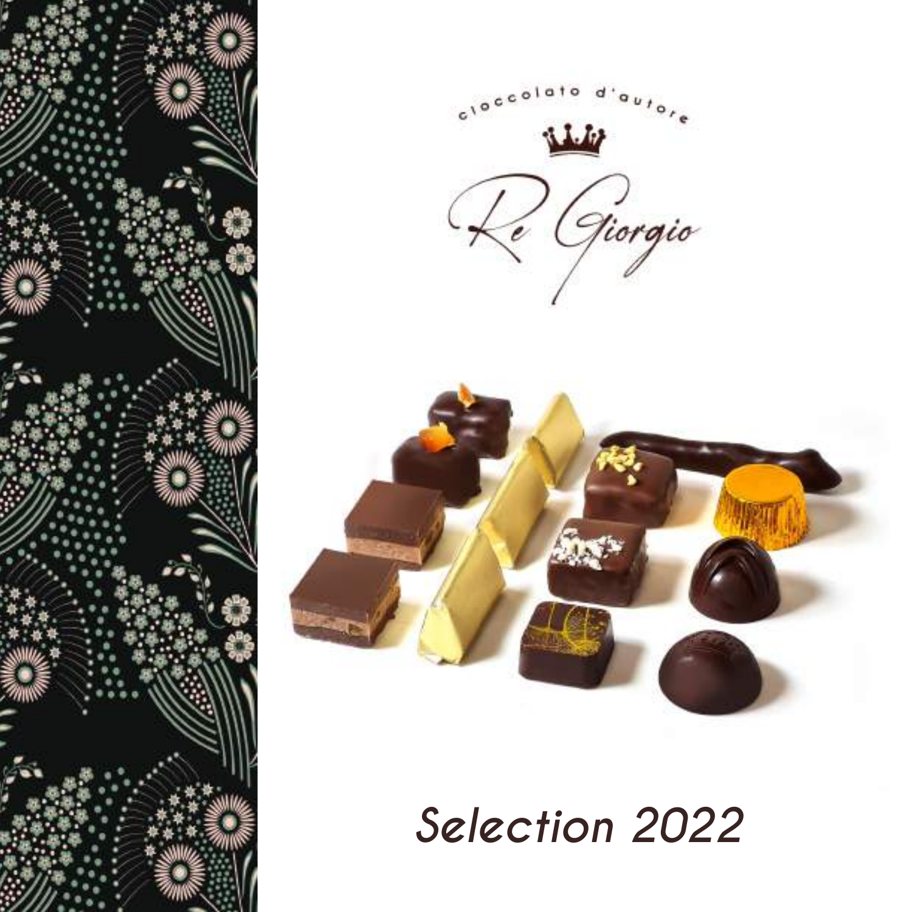cioccolato d'autore

# Re Giorgio

## Selection 2022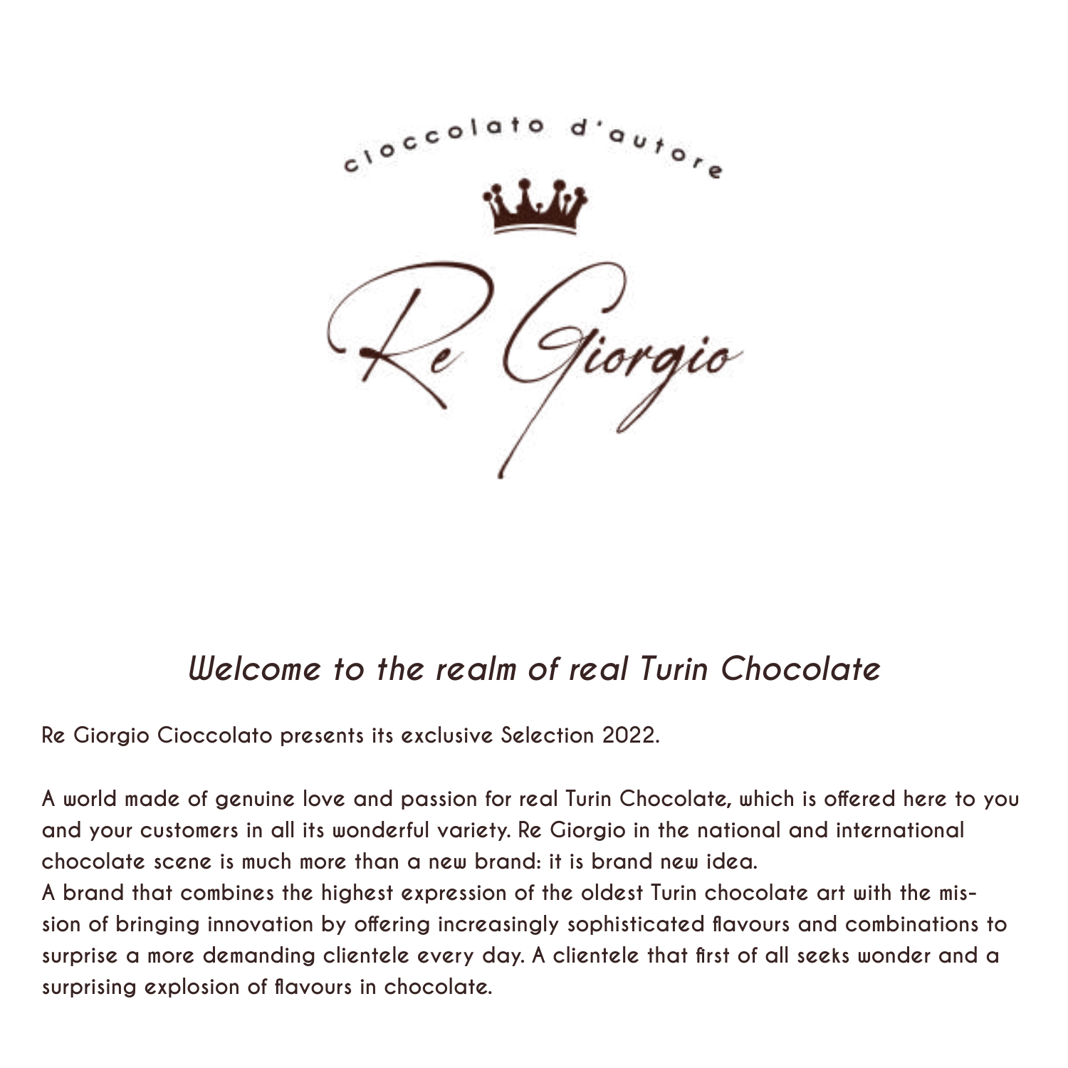cioccolato d'autore

Re Giorgio

## *Welcome to the realm of real Turin Chocolate*

Re Giorgio Cioccolato presents its exclusive Selection 2022.

A world made of genuine love and passion for real Turin Chocolate, which is offered here to you and your customers in all its wonderful variety. Re Giorgio in the national and international chocolate scene is much more than a new brand: it is brand new idea.
A brand that combines the highest expression of the oldest Turin chocolate art with the mission of bringing innovation by offering increasingly sophisticated flavours and combinations to surprise a more demanding clientele every day. A clientele that first of all seeks wonder and a surprising explosion of flavours in chocolate.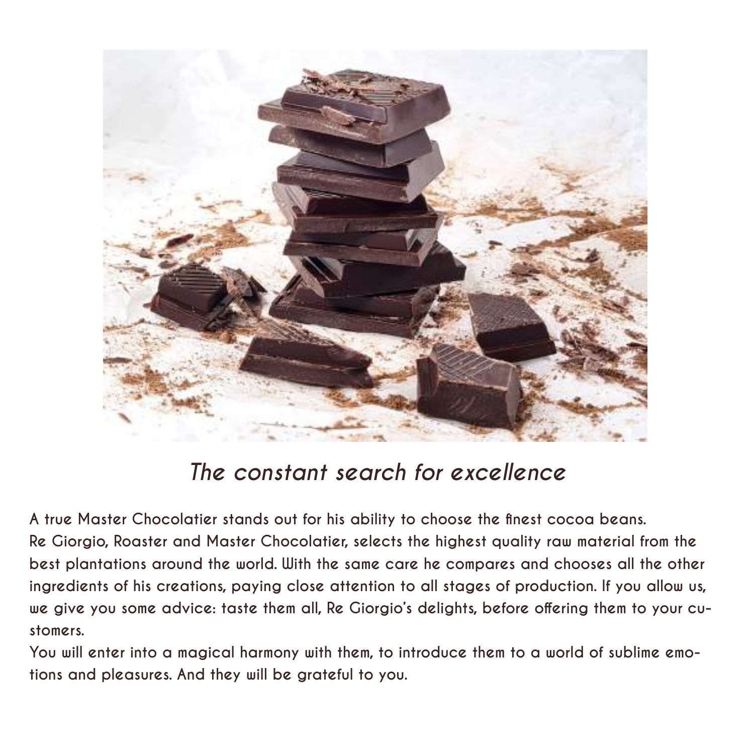## *The constant search for excellence*

A true Master Chocolatier stands out for his ability to choose the finest cocoa beans.
Re Giorgio, Roaster and Master Chocolatier, selects the highest quality raw material from the best plantations around the world. With the same care he compares and chooses all the other ingredients of his creations, paying close attention to all stages of production. If you allow us, we give you some advice: taste them all, Re Giorgio's delights, before offering them to your customers.
You will enter into a magical harmony with them, to introduce them to a world of sublime emotions and pleasures. And they will be grateful to you.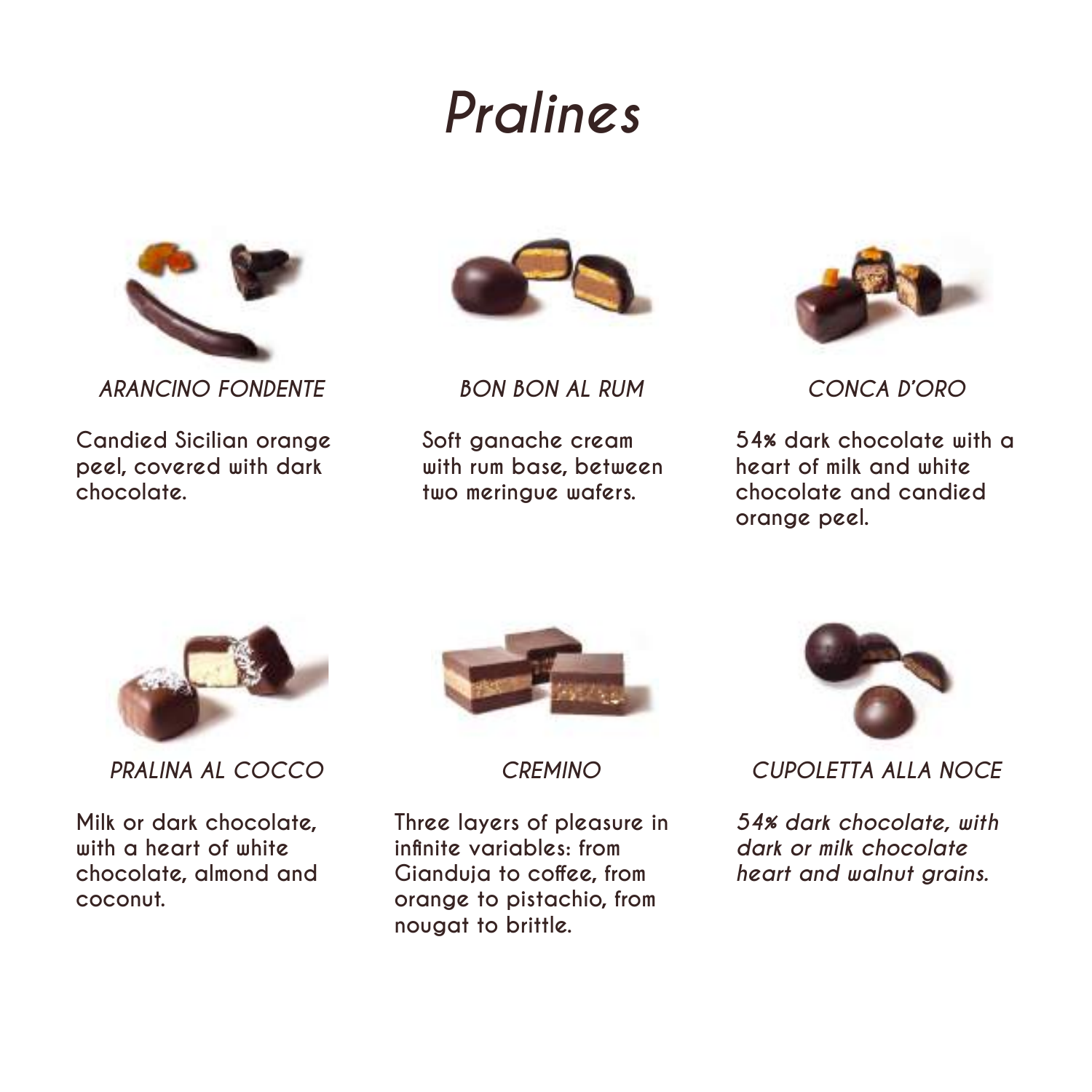# Pralines

### *ARANCINO FONDENTE*

Candied Sicilian orange peel, covered with dark chocolate.

### *BON BON AL RUM*

Soft ganache cream with rum base, between two meringue wafers.

### *CONCA D'ORO*

54% dark chocolate with a heart of milk and white chocolate and candied orange peel.

### *PRALINA AL COCCO*

Milk or dark chocolate, with a heart of white chocolate, almond and coconut.

### *CREMINO*

Three layers of pleasure in infinite variables: from Gianduja to coffee, from orange to pistachio, from nougat to brittle.

### *CUPOLETTA ALLA NOCE*

*54% dark chocolate, with dark or milk chocolate heart and walnut grains.*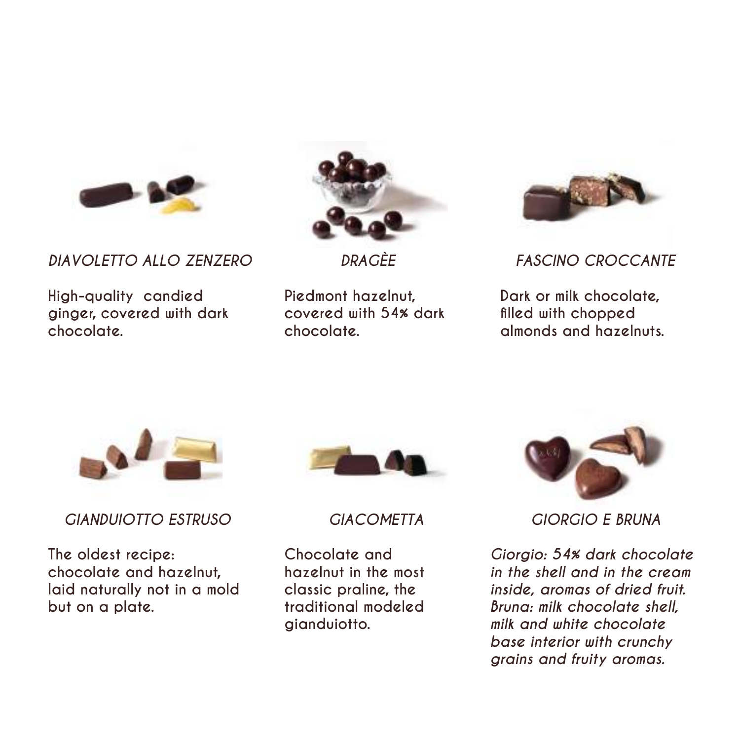*DIAVOLETTO ALLO ZENZERO*

High-quality candied ginger, covered with dark chocolate.

*DRAGÈE*

Piedmont hazelnut, covered with 54% dark chocolate.

*FASCINO CROCCANTE*

Dark or milk chocolate, filled with chopped almonds and hazelnuts.

*GIANDUIOTTO ESTRUSO*

The oldest recipe: chocolate and hazelnut, laid naturally not in a mold but on a plate.

*GIACOMETTA*

Chocolate and hazelnut in the most classic praline, the traditional modeled gianduiotto.

*GIORGIO E BRUNA*

*Giorgio: 54% dark chocolate in the shell and in the cream inside, aromas of dried fruit. Bruna: milk chocolate shell, milk and white chocolate base interior with crunchy grains and fruity aromas.*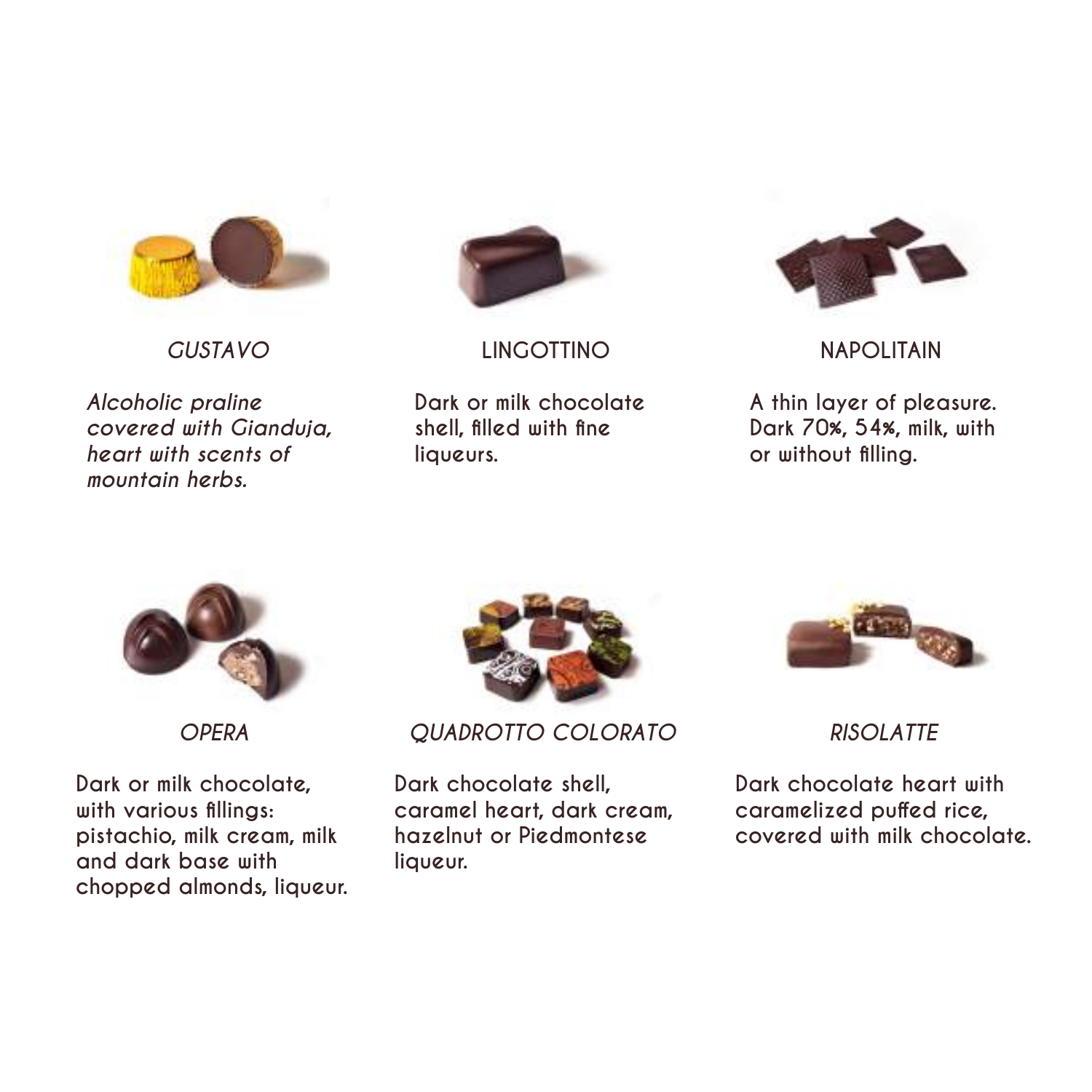### *GUSTAVO*

*Alcoholic praline covered with Gianduja, heart with scents of mountain herbs.*

### LINGOTTINO

Dark or milk chocolate shell, filled with fine liqueurs.

### NAPOLITAIN

A thin layer of pleasure. Dark 70%, 54%, milk, with or without filling.

### *OPERA*

Dark or milk chocolate, with various fillings: pistachio, milk cream, milk and dark base with chopped almonds, liqueur.

### *QUADROTTO COLORATO*

Dark chocolate shell, caramel heart, dark cream, hazelnut or Piedmontese liqueur.

### *RISOLATTE*

Dark chocolate heart with caramelized puffed rice, covered with milk chocolate.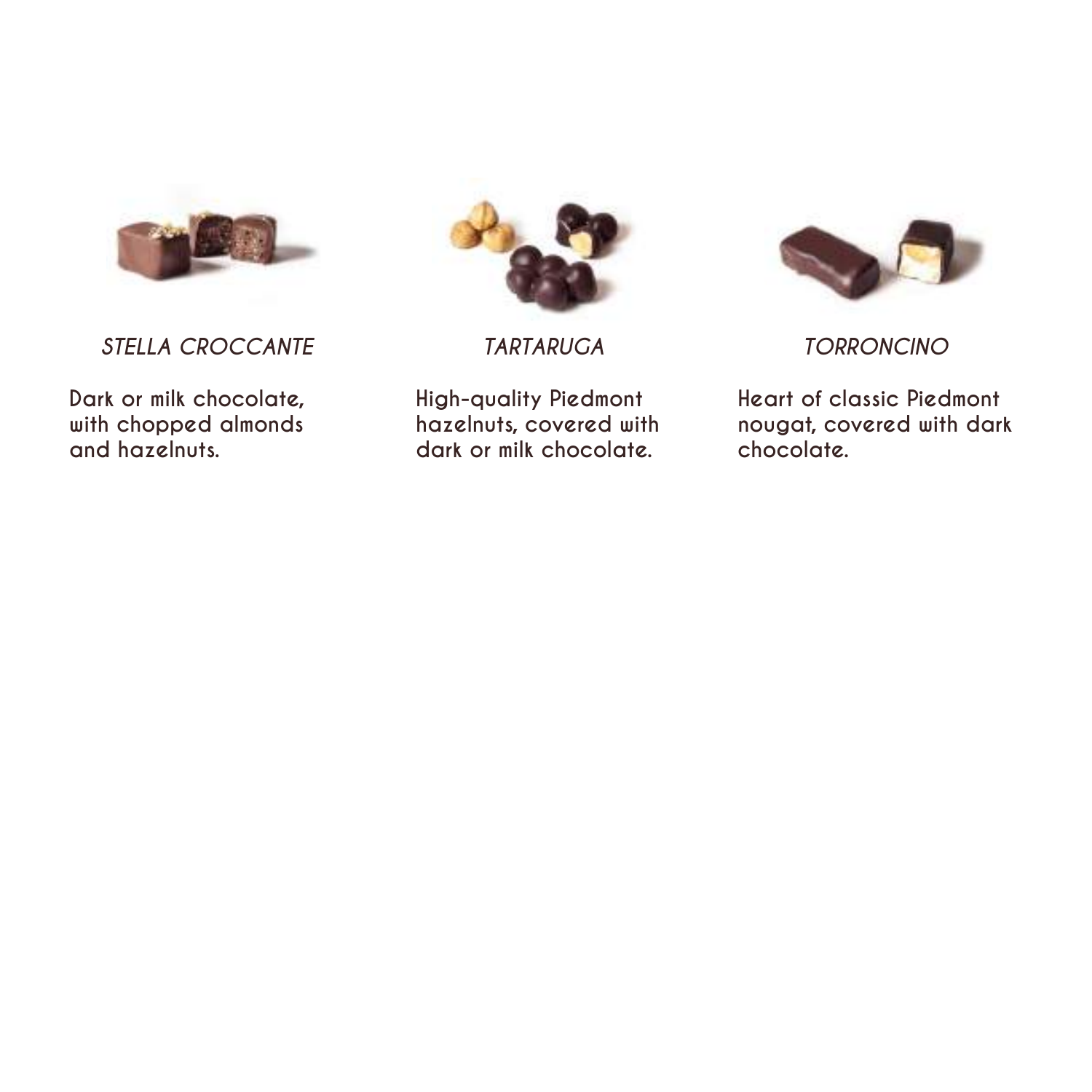### *STELLA CROCCANTE*

Dark or milk chocolate, with chopped almonds and hazelnuts.

### *TARTARUGA*

High-quality Piedmont hazelnuts, covered with dark or milk chocolate.

### *TORRONCINO*

Heart of classic Piedmont nougat, covered with dark chocolate.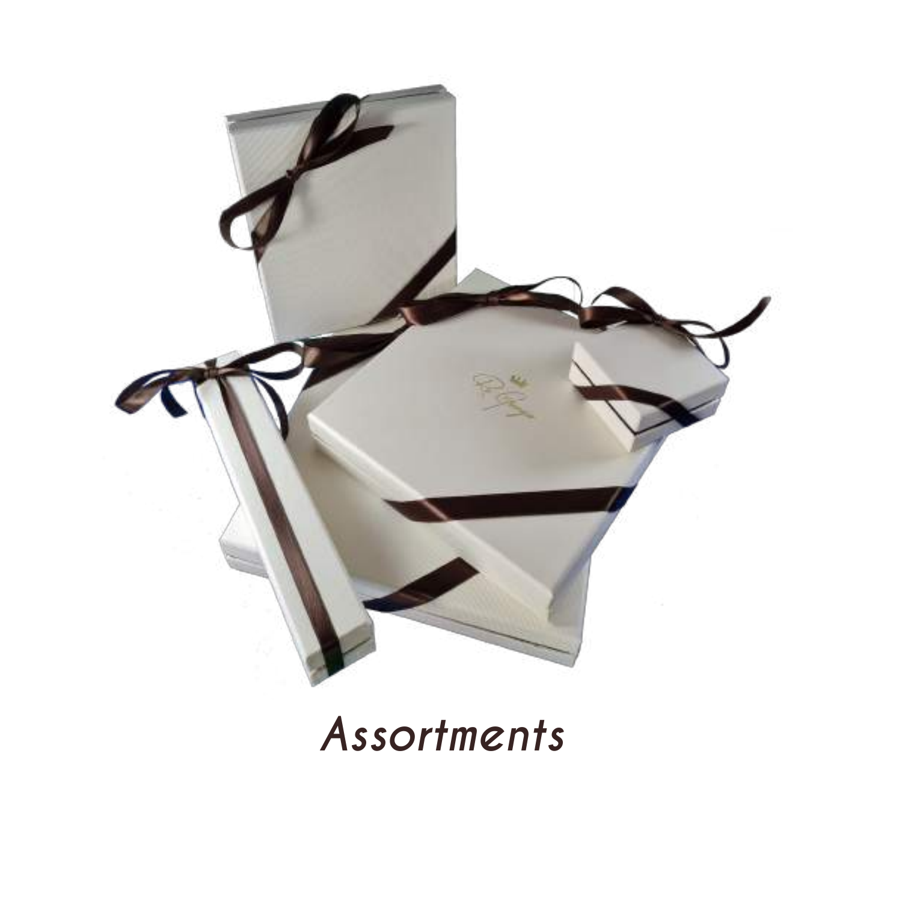*Assortments*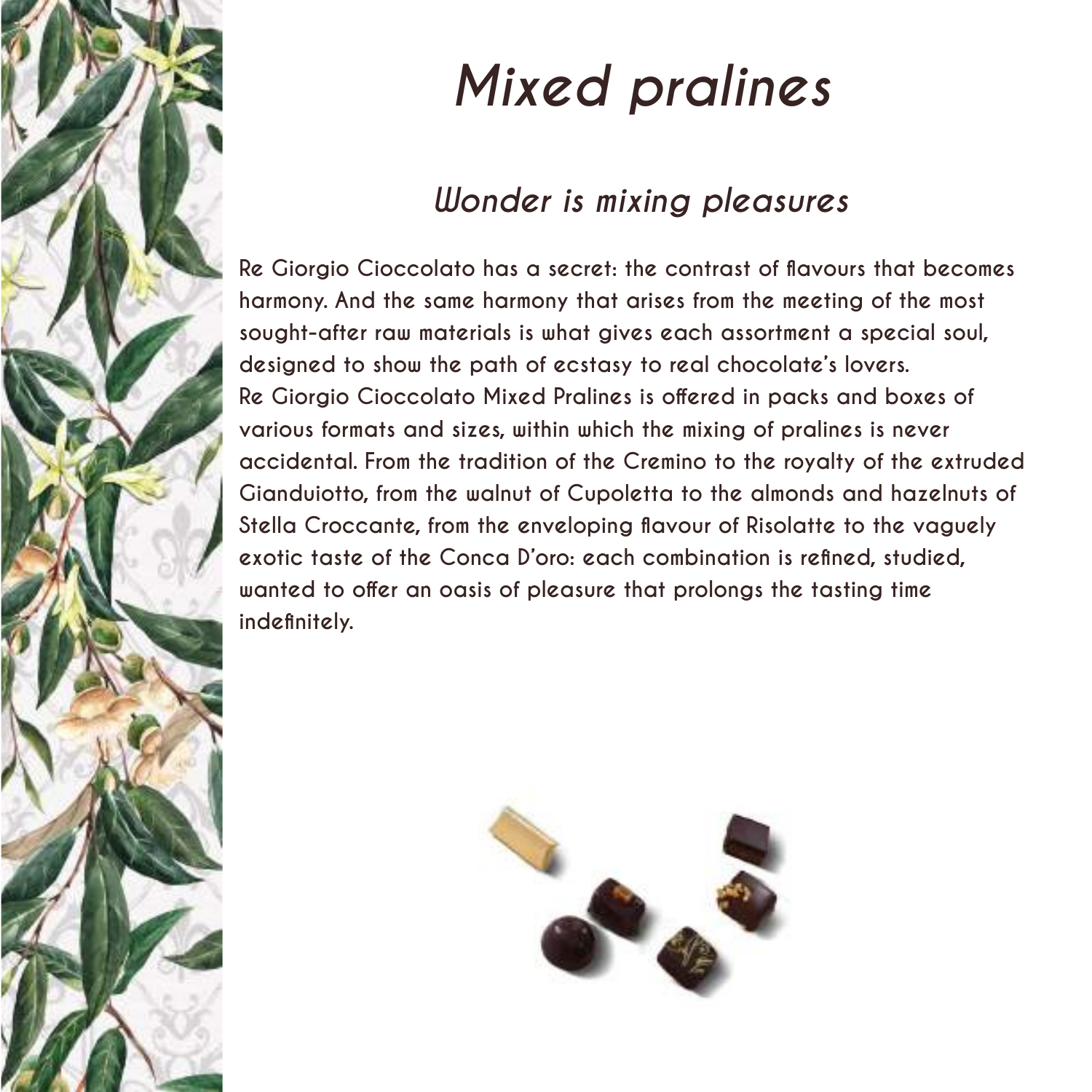# *Mixed pralines*

## *Wonder is mixing pleasures*

Re Giorgio Cioccolato has a secret: the contrast of flavours that becomes harmony. And the same harmony that arises from the meeting of the most sought-after raw materials is what gives each assortment a special soul, designed to show the path of ecstasy to real chocolate's lovers.
Re Giorgio Cioccolato Mixed Pralines is offered in packs and boxes of various formats and sizes, within which the mixing of pralines is never accidental. From the tradition of the Cremino to the royalty of the extruded Gianduiotto, from the walnut of Cupoletta to the almonds and hazelnuts of Stella Croccante, from the enveloping flavour of Risolatte to the vaguely exotic taste of the Conca D'oro: each combination is refined, studied, wanted to offer an oasis of pleasure that prolongs the tasting time indefinitely.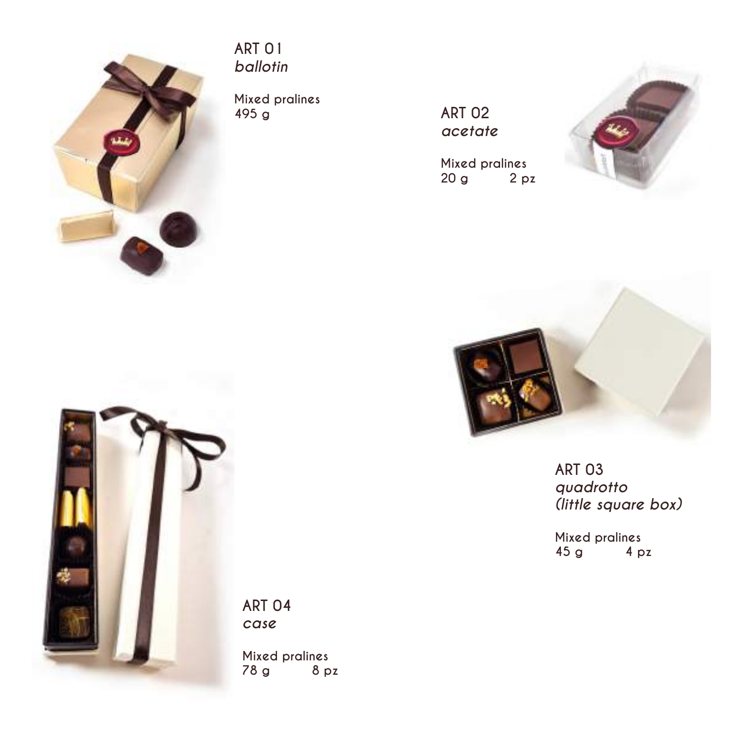## ART 01
*ballotin*

Mixed pralines
495 g

## ART 02
*acetate*

Mixed pralines
20 g 2 pz

## ART 03
*quadrotto*
*(little square box)*

Mixed pralines
45 g 4 pz

## ART 04
*case*

Mixed pralines
78 g 8 pz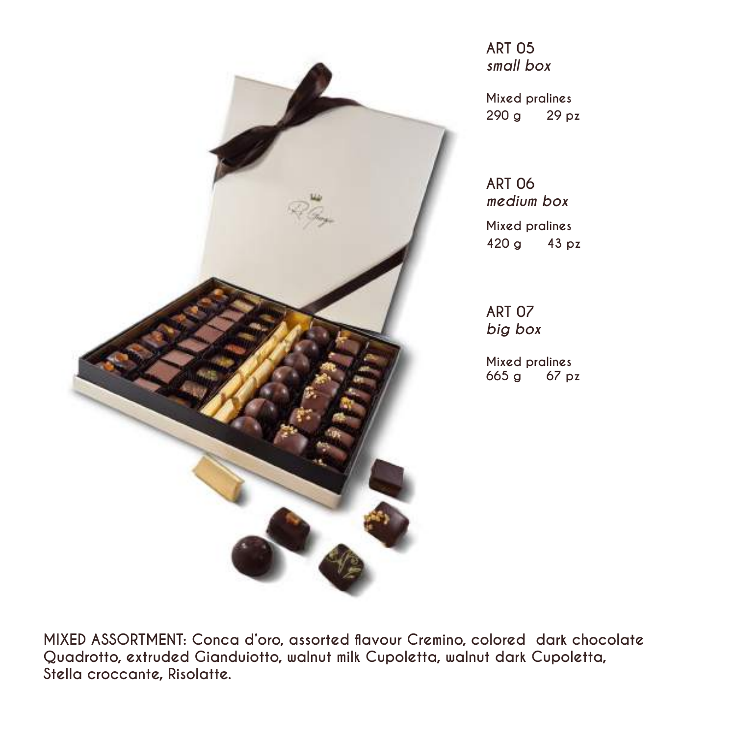## ART 05
*small box*

Mixed pralines
290 g 29 pz

## ART 06
*medium box*

Mixed pralines
420 g 43 pz

## ART 07
*big box*

Mixed pralines
665 g 67 pz

MIXED ASSORTMENT: Conca d'oro, assorted flavour Cremino, colored dark chocolate Quadrotto, extruded Gianduiotto, walnut milk Cupoletta, walnut dark Cupoletta, Stella croccante, Risolatte.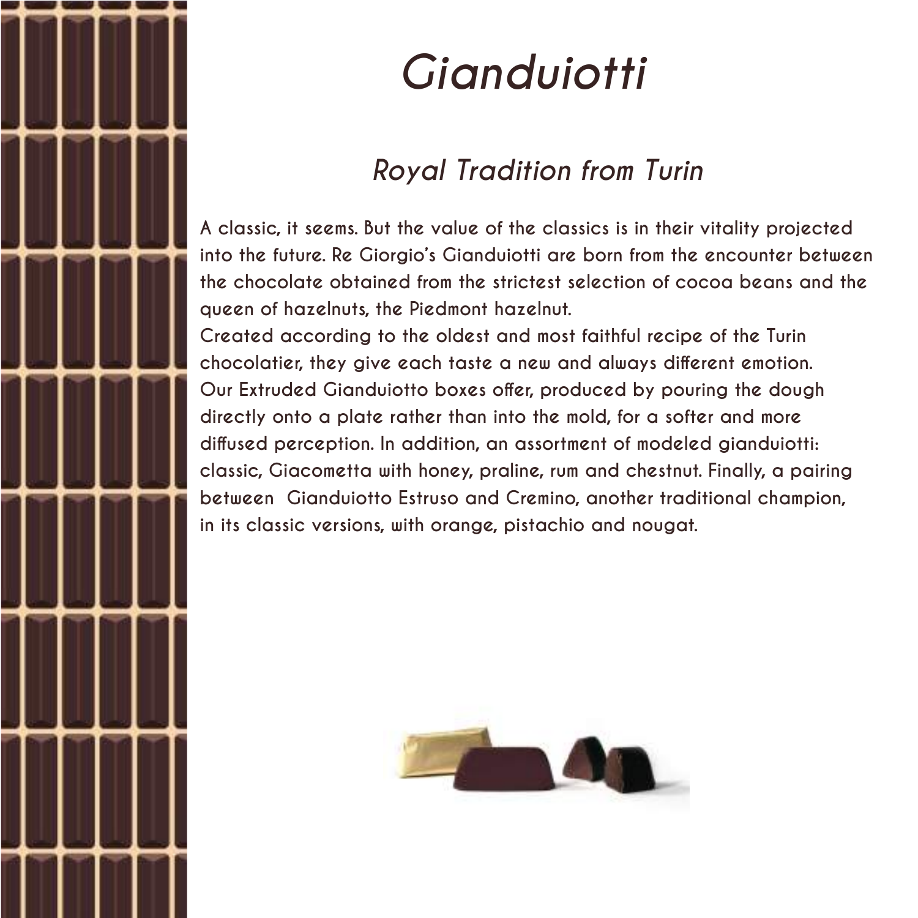# *Gianduiotti*

## *Royal Tradition from Turin*

A classic, it seems. But the value of the classics is in their vitality projected into the future. Re Giorgio's Gianduiotti are born from the encounter between the chocolate obtained from the strictest selection of cocoa beans and the queen of hazelnuts, the Piedmont hazelnut.
Created according to the oldest and most faithful recipe of the Turin chocolatier, they give each taste a new and always different emotion.
Our Extruded Gianduiotto boxes offer, produced by pouring the dough directly onto a plate rather than into the mold, for a softer and more diffused perception. In addition, an assortment of modeled gianduiotti: classic, Giacometta with honey, praline, rum and chestnut. Finally, a pairing between Gianduiotto Estruso and Cremino, another traditional champion, in its classic versions, with orange, pistachio and nougat.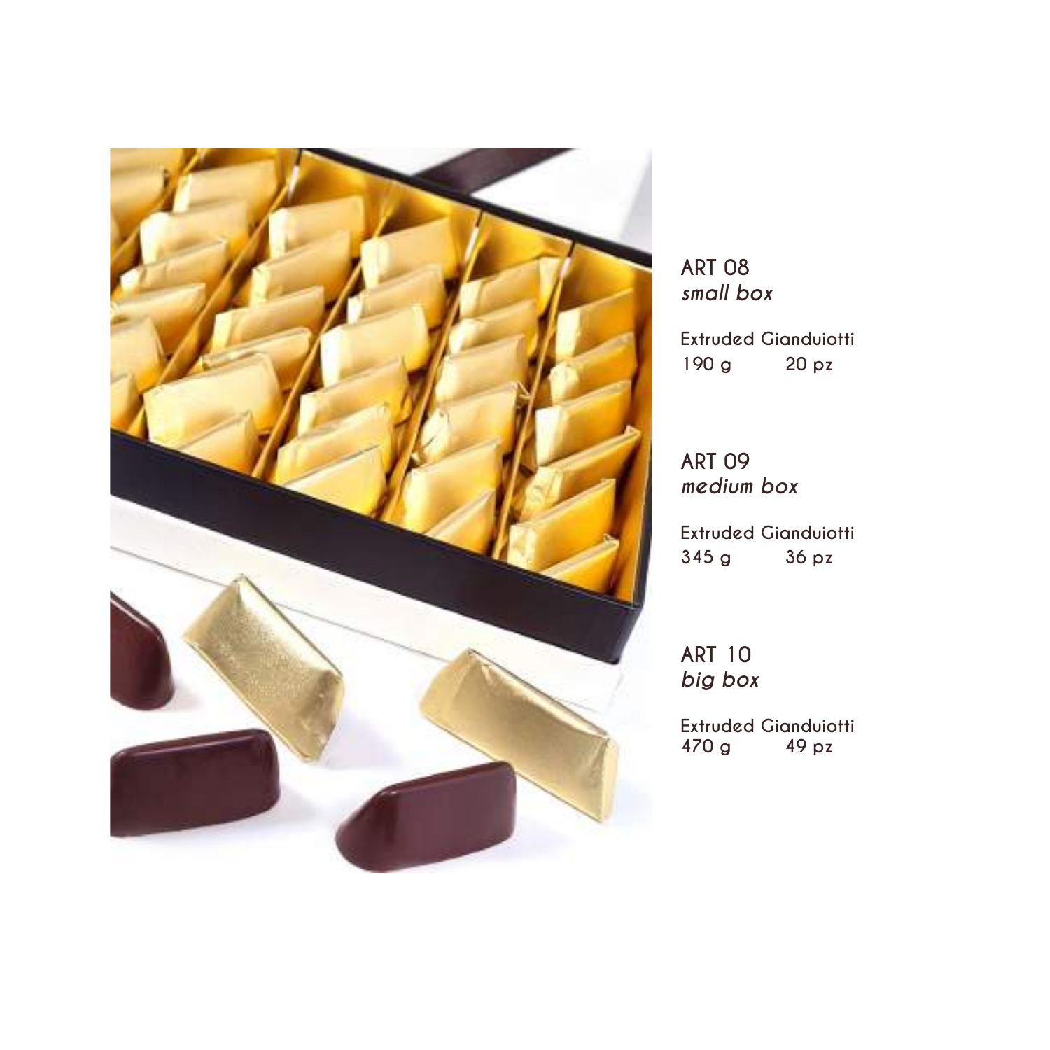## ART 08
*small box*

Extruded Gianduiotti
190 g 20 pz

## ART 09
*medium box*

Extruded Gianduiotti
345 g 36 pz

## ART 10
*big box*

Extruded Gianduiotti
470 g 49 pz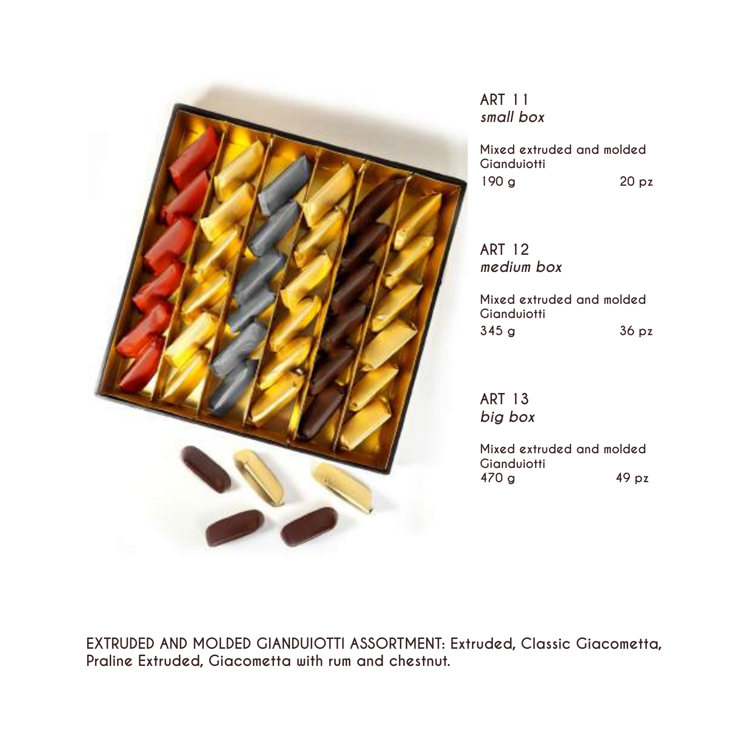## ART 11
*small box*

Mixed extruded and molded Gianduiotti

190 g 20 pz

## ART 12
*medium box*

Mixed extruded and molded Gianduiotti

345 g 36 pz

## ART 13
*big box*

Mixed extruded and molded Gianduiotti

470 g 49 pz

EXTRUDED AND MOLDED GIANDUIOTTI ASSORTMENT: Extruded, Classic Giacometta, Praline Extruded, Giacometta with rum and chestnut.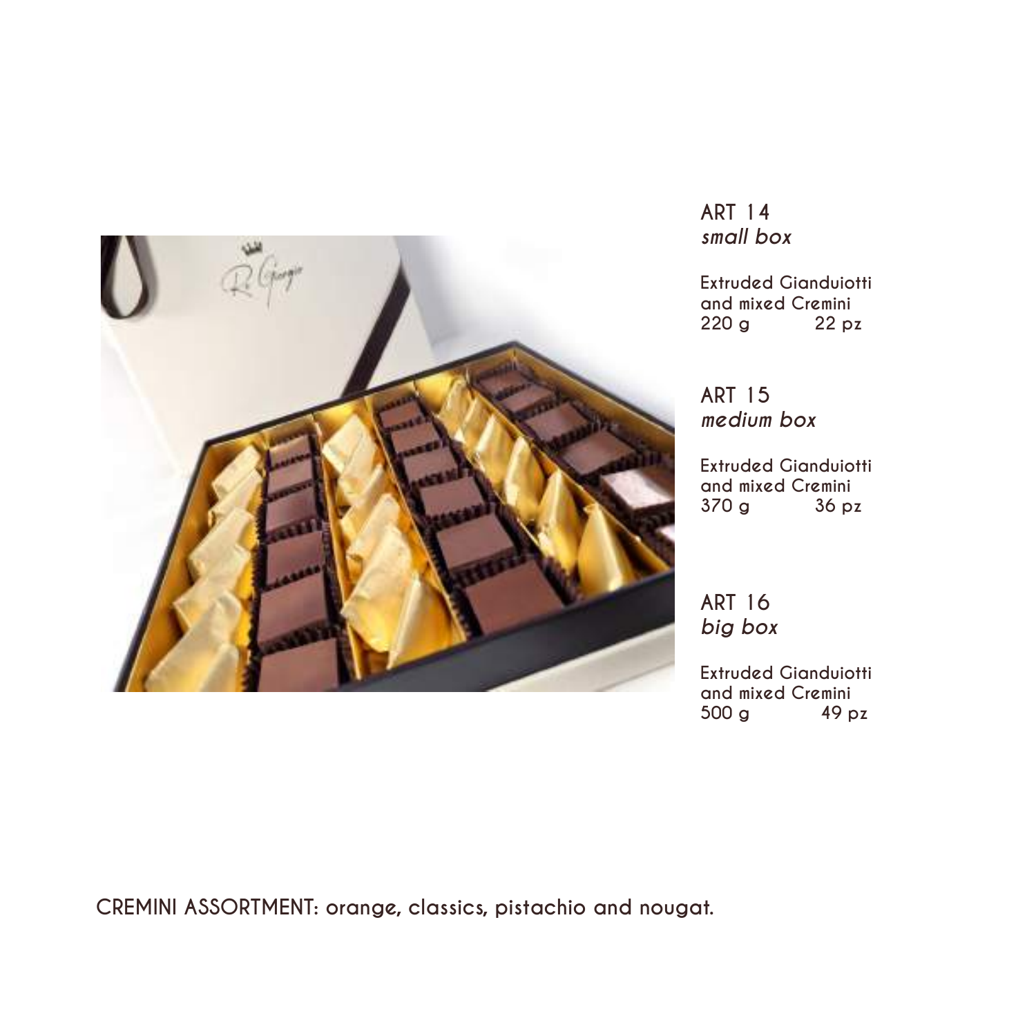## ART 14
*small box*

Extruded Gianduiotti
and mixed Cremini
220 g 22 pz

## ART 15
*medium box*

Extruded Gianduiotti
and mixed Cremini
370 g 36 pz

## ART 16
*big box*

Extruded Gianduiotti
and mixed Cremini
500 g 49 pz

CREMINI ASSORTMENT: orange, classics, pistachio and nougat.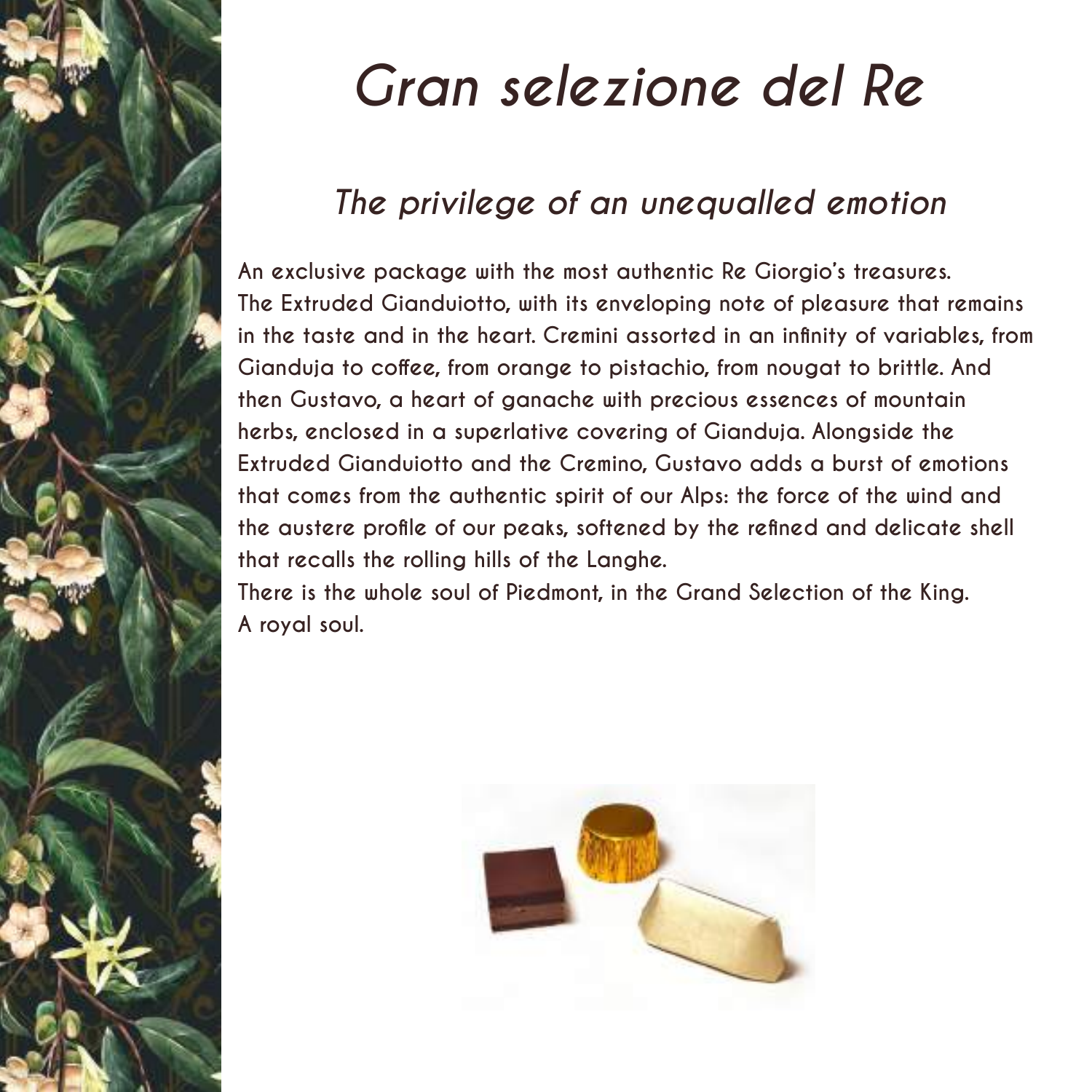# *Gran selezione del Re*

## *The privilege of an unequalled emotion*

An exclusive package with the most authentic Re Giorgio's treasures. The Extruded Gianduiotto, with its enveloping note of pleasure that remains in the taste and in the heart. Cremini assorted in an infinity of variables, from Gianduja to coffee, from orange to pistachio, from nougat to brittle. And then Gustavo, a heart of ganache with precious essences of mountain herbs, enclosed in a superlative covering of Gianduja. Alongside the Extruded Gianduiotto and the Cremino, Gustavo adds a burst of emotions that comes from the authentic spirit of our Alps: the force of the wind and the austere profile of our peaks, softened by the refined and delicate shell that recalls the rolling hills of the Langhe.
There is the whole soul of Piedmont, in the Grand Selection of the King.
A royal soul.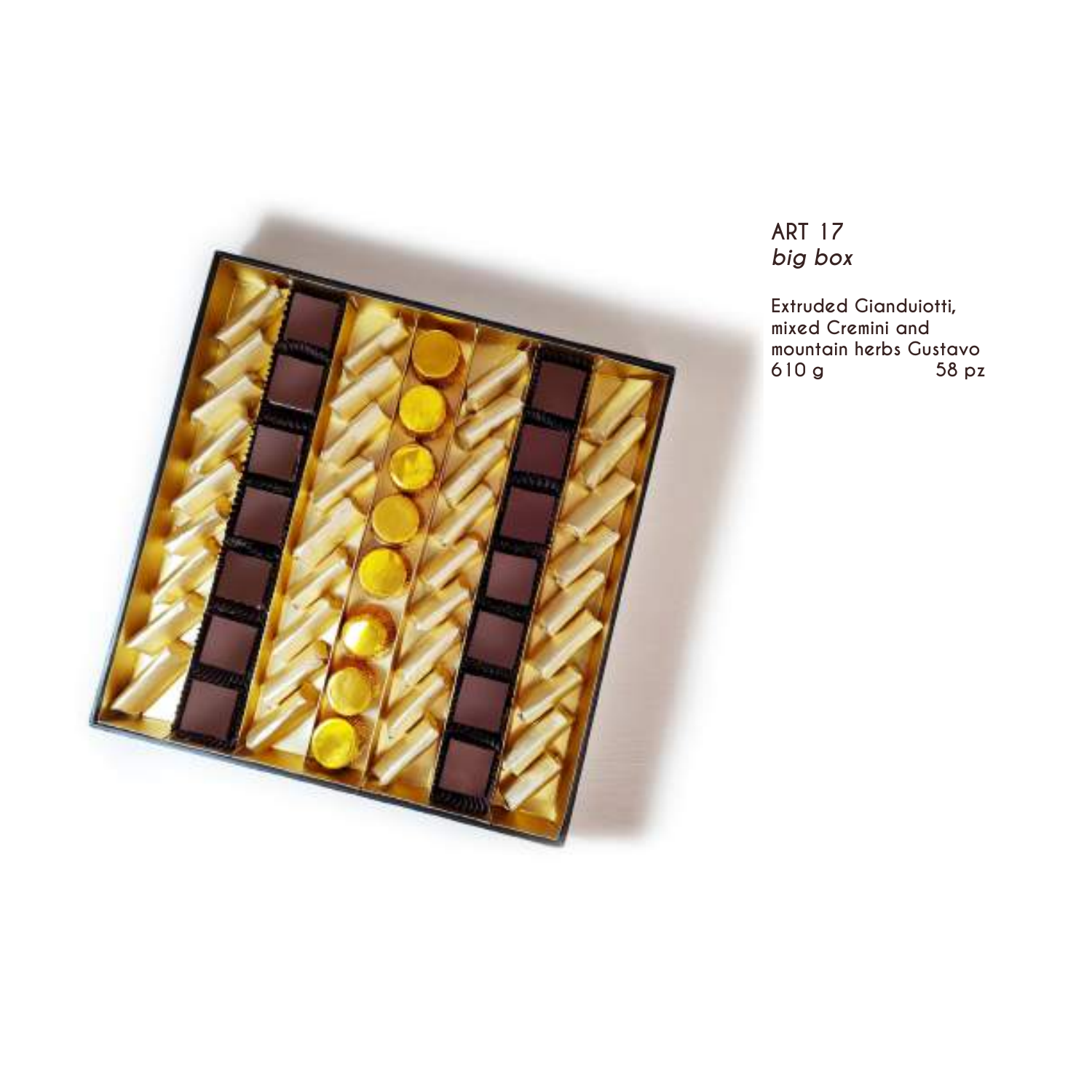## ART 17
### *big box*

Extruded Gianduiotti,
mixed Cremini and
mountain herbs Gustavo
610 g 58 pz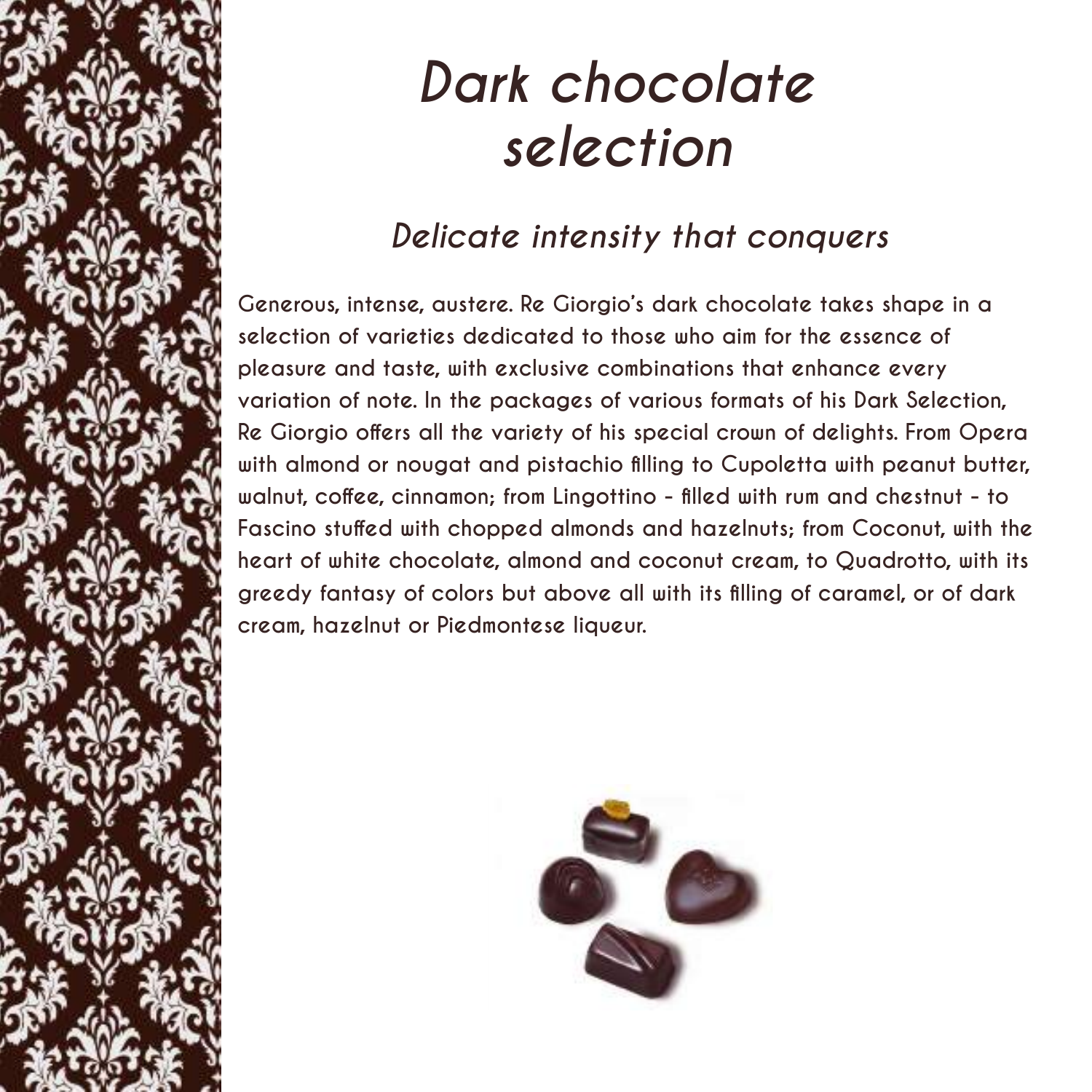# Dark chocolate selection

## Delicate intensity that conquers

Generous, intense, austere. Re Giorgio's dark chocolate takes shape in a selection of varieties dedicated to those who aim for the essence of pleasure and taste, with exclusive combinations that enhance every variation of note. In the packages of various formats of his Dark Selection, Re Giorgio offers all the variety of his special crown of delights. From Opera with almond or nougat and pistachio filling to Cupoletta with peanut butter, walnut, coffee, cinnamon; from Lingottino - filled with rum and chestnut - to Fascino stuffed with chopped almonds and hazelnuts; from Coconut, with the heart of white chocolate, almond and coconut cream, to Quadrotto, with its greedy fantasy of colors but above all with its filling of caramel, or of dark cream, hazelnut or Piedmontese liqueur.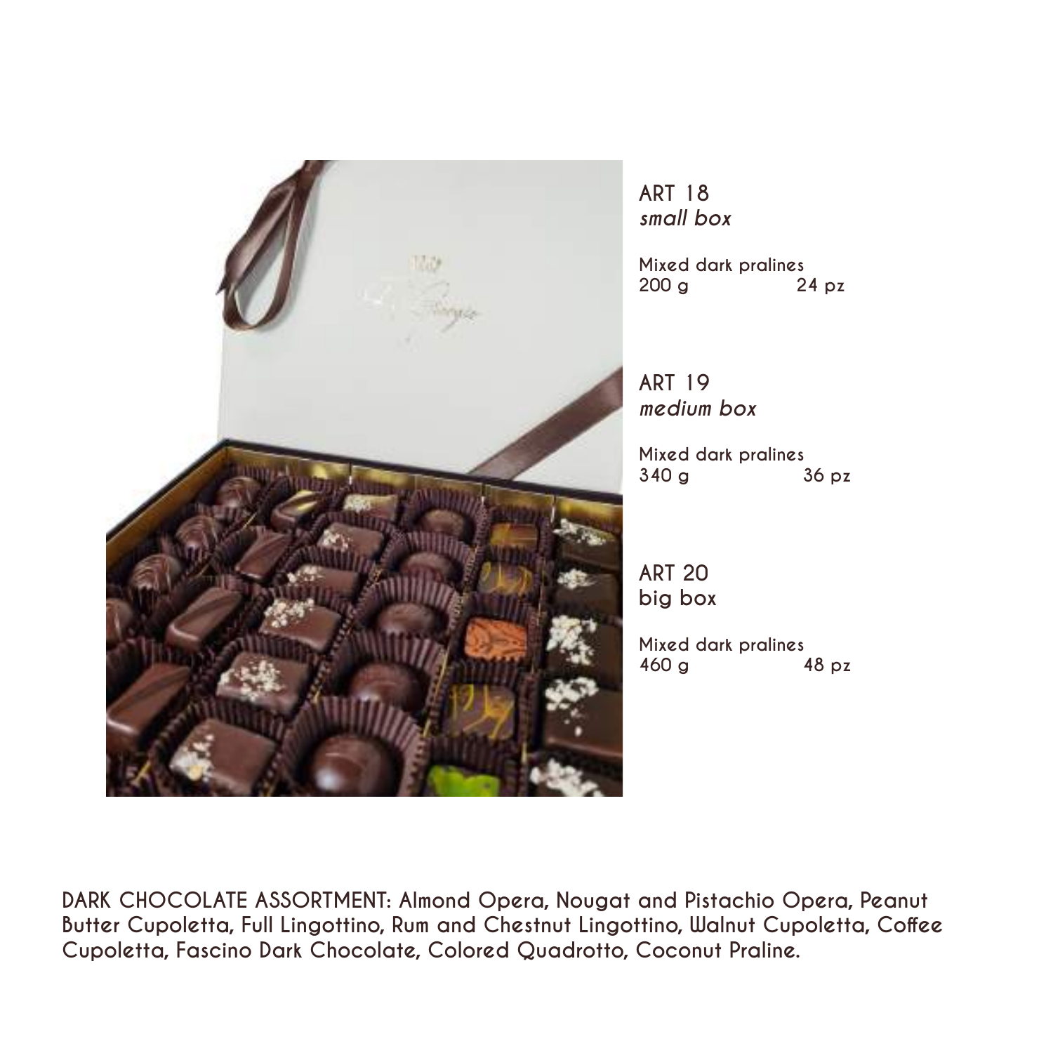## ART 18
*small box*

Mixed dark pralines
200 g 24 pz

## ART 19
*medium box*

Mixed dark pralines
340 g 36 pz

## ART 20
big box

Mixed dark pralines
460 g 48 pz

**DARK CHOCOLATE ASSORTMENT: Almond Opera, Nougat and Pistachio Opera, Peanut Butter Cupoletta, Full Lingottino, Rum and Chestnut Lingottino, Walnut Cupoletta, Coffee Cupoletta, Fascino Dark Chocolate, Colored Quadrotto, Coconut Praline.**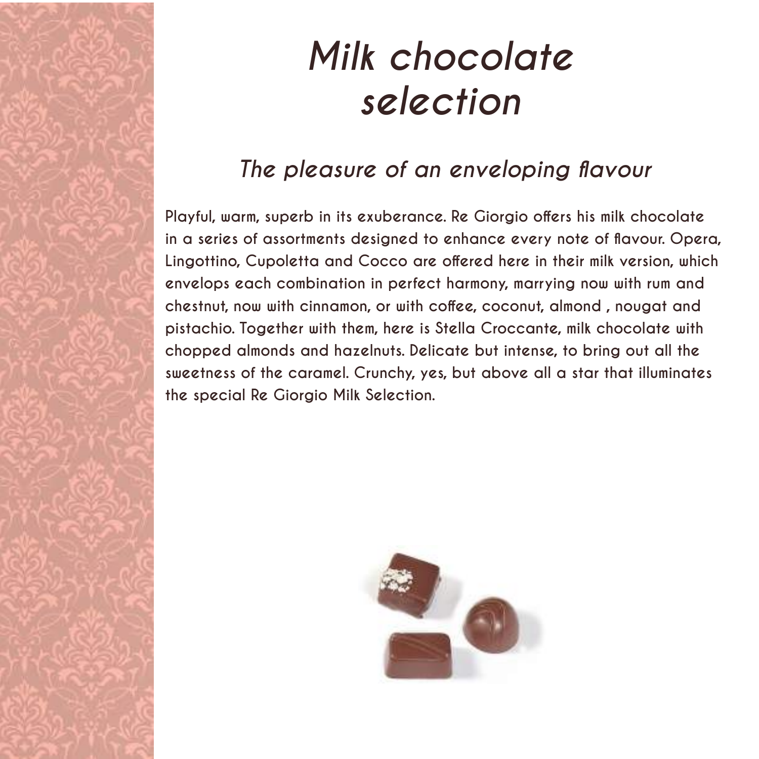# *Milk chocolate selection*

## *The pleasure of an enveloping flavour*

Playful, warm, superb in its exuberance. Re Giorgio offers his milk chocolate in a series of assortments designed to enhance every note of flavour. Opera, Lingottino, Cupoletta and Cocco are offered here in their milk version, which envelops each combination in perfect harmony, marrying now with rum and chestnut, now with cinnamon, or with coffee, coconut, almond , nougat and pistachio. Together with them, here is Stella Croccante, milk chocolate with chopped almonds and hazelnuts. Delicate but intense, to bring out all the sweetness of the caramel. Crunchy, yes, but above all a star that illuminates the special Re Giorgio Milk Selection.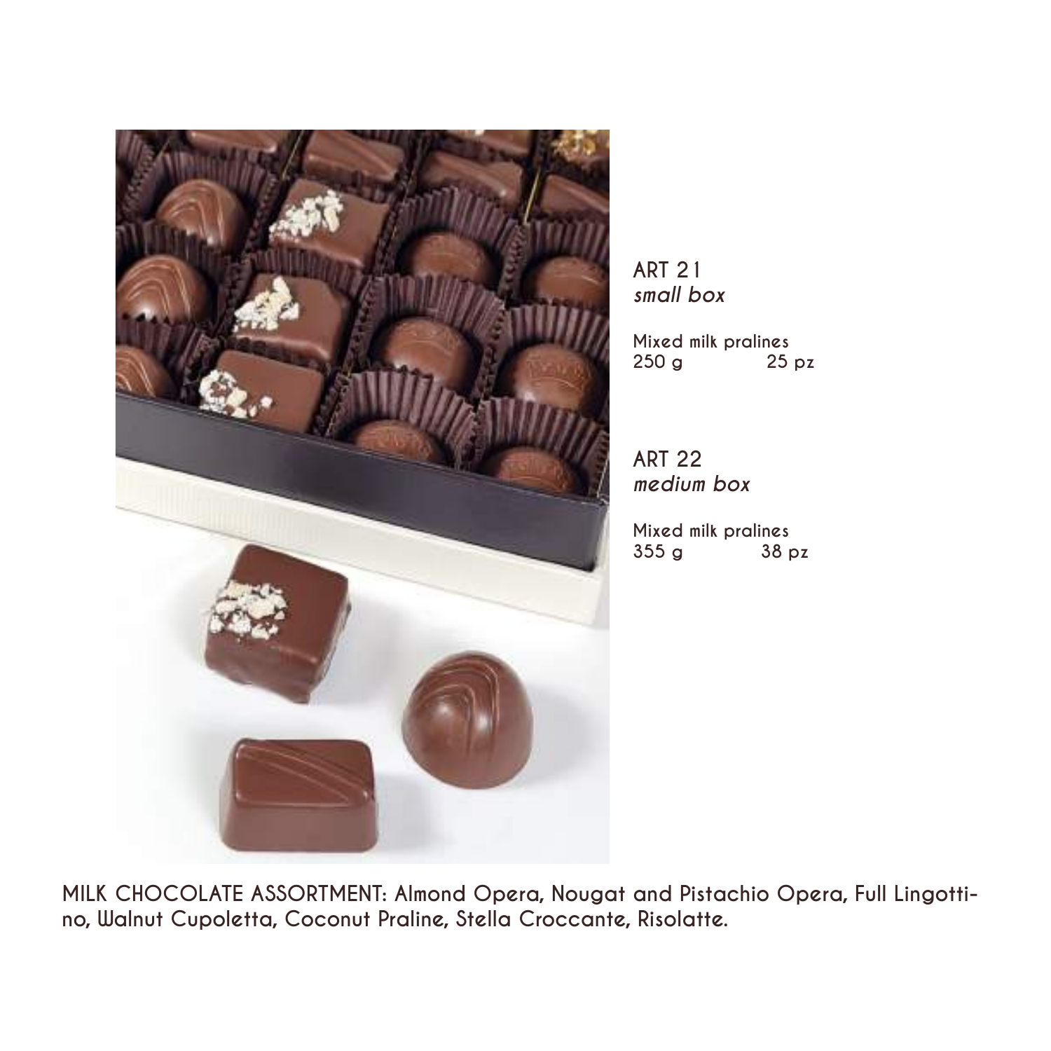ART 21
*small box*

Mixed milk pralines
250 g 25 pz

ART 22
*medium box*

Mixed milk pralines
355 g 38 pz

MILK CHOCOLATE ASSORTMENT: Almond Opera, Nougat and Pistachio Opera, Full Lingottino, Walnut Cupoletta, Coconut Praline, Stella Croccante, Risolatte.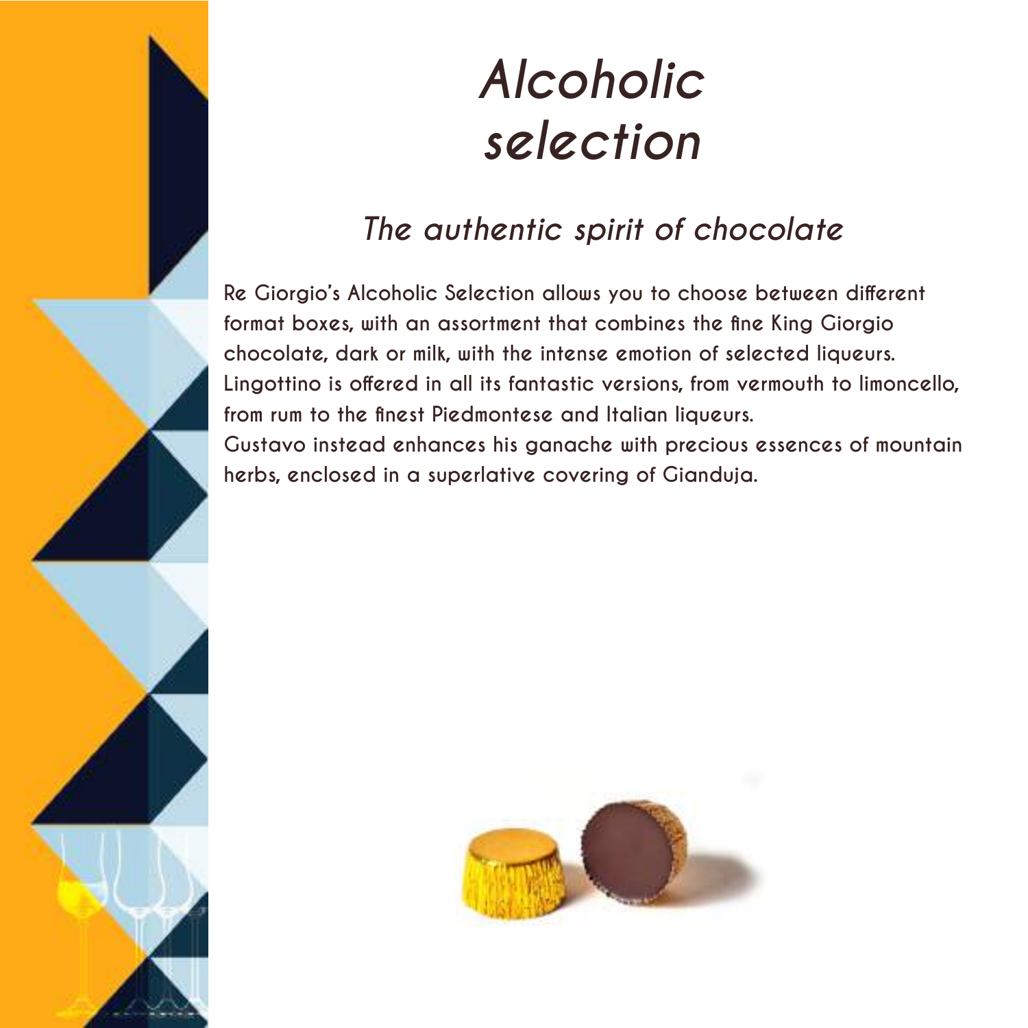# *Alcoholic selection*

## *The authentic spirit of chocolate*

Re Giorgio's Alcoholic Selection allows you to choose between different format boxes, with an assortment that combines the fine King Giorgio chocolate, dark or milk, with the intense emotion of selected liqueurs. Lingottino is offered in all its fantastic versions, from vermouth to limoncello, from rum to the finest Piedmontese and Italian liqueurs.
Gustavo instead enhances his ganache with precious essences of mountain herbs, enclosed in a superlative covering of Gianduja.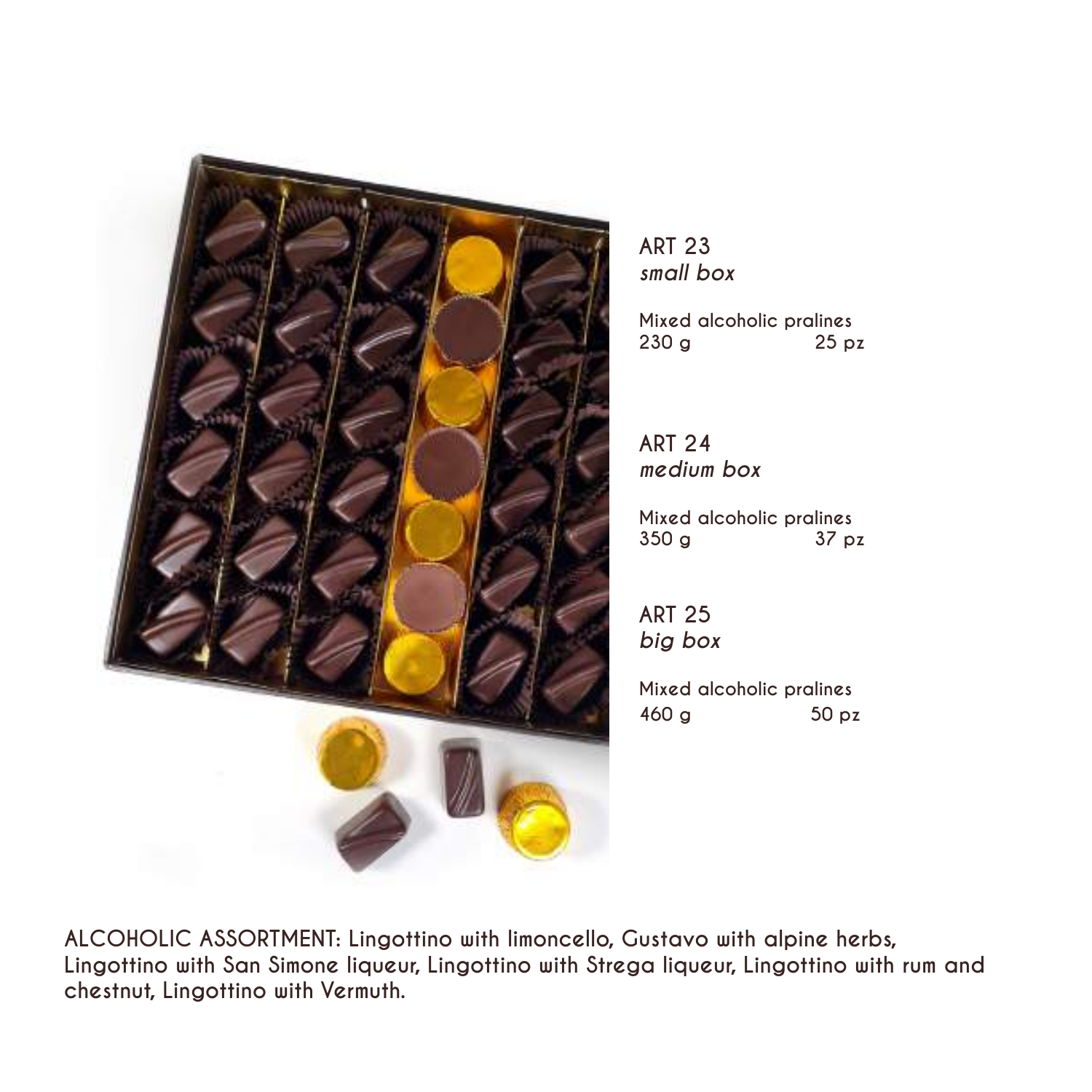**ART 23**
*small box*

Mixed alcoholic pralines
230 g 25 pz

**ART 24**
*medium box*

Mixed alcoholic pralines
350 g 37 pz

**ART 25**
*big box*

Mixed alcoholic pralines
460 g 50 pz

**ALCOHOLIC ASSORTMENT: Lingottino with limoncello, Gustavo with alpine herbs, Lingottino with San Simone liqueur, Lingottino with Strega liqueur, Lingottino with rum and chestnut, Lingottino with Vermuth.**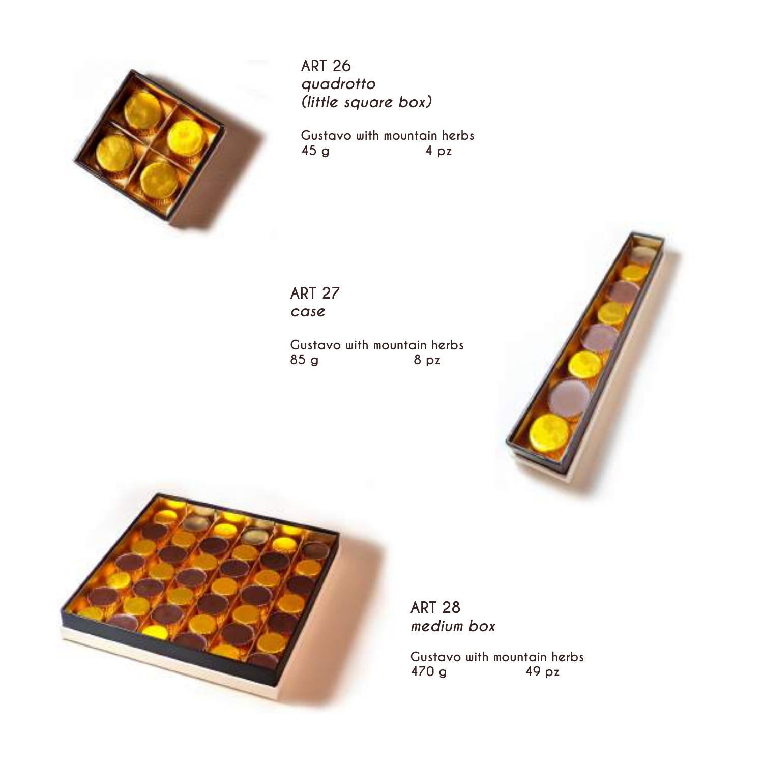## ART 26
*quadrotto*
*(little square box)*

Gustavo with mountain herbs
45 g 4 pz

## ART 27
*case*

Gustavo with mountain herbs
85 g 8 pz

## ART 28
*medium box*

Gustavo with mountain herbs
470 g 49 pz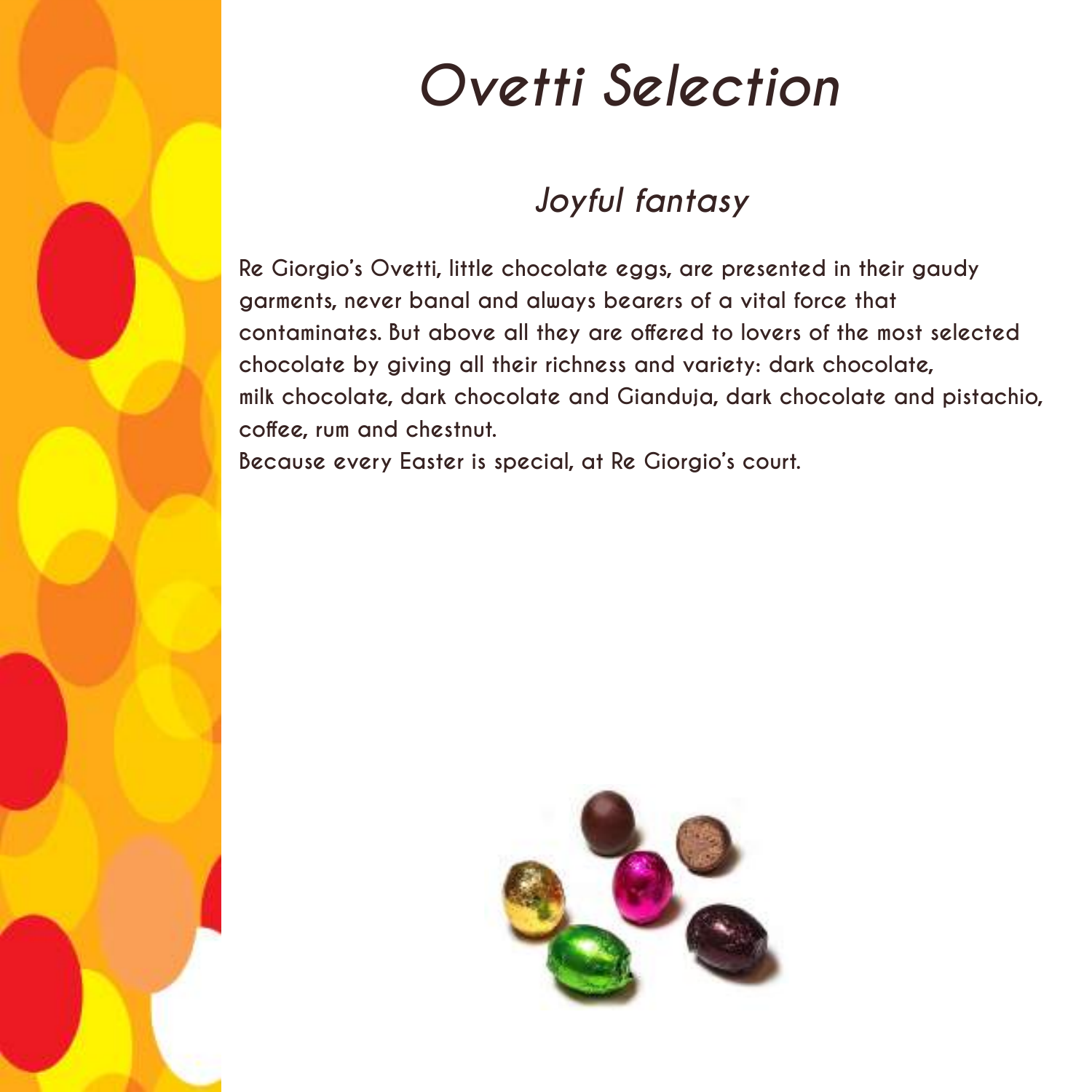# Ovetti Selection

## Joyful fantasy

Re Giorgio's Ovetti, little chocolate eggs, are presented in their gaudy garments, never banal and always bearers of a vital force that contaminates. But above all they are offered to lovers of the most selected chocolate by giving all their richness and variety: dark chocolate, milk chocolate, dark chocolate and Gianduja, dark chocolate and pistachio, coffee, rum and chestnut.
Because every Easter is special, at Re Giorgio's court.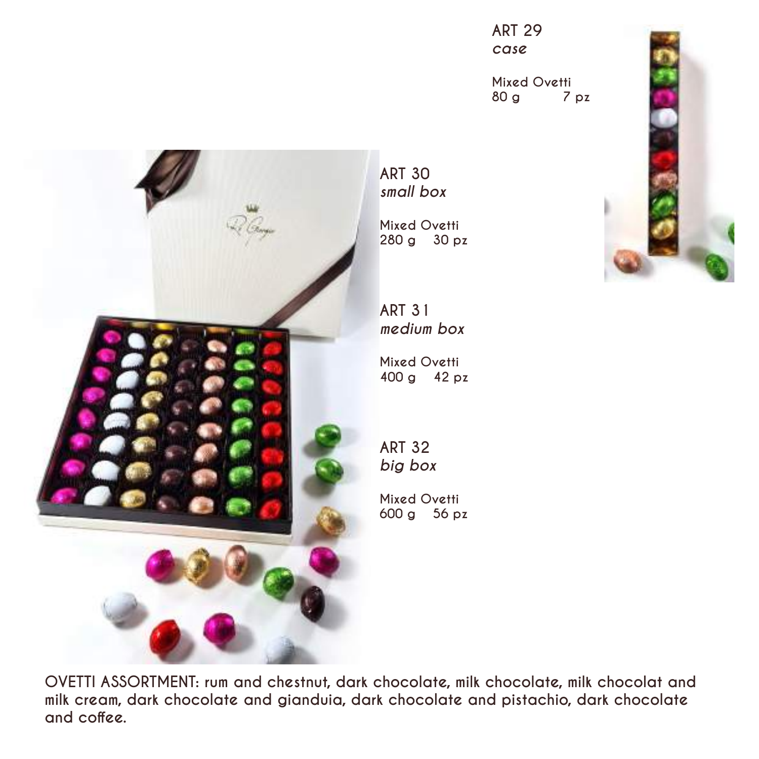**ART 29**
*case*

Mixed Ovetti
80 g 7 pz

**ART 30**
*small box*

Mixed Ovetti
280 g 30 pz

**ART 31**
*medium box*

Mixed Ovetti
400 g 42 pz

**ART 32**
*big box*

Mixed Ovetti
600 g 56 pz

OVETTI ASSORTMENT: rum and chestnut, dark chocolate, milk chocolate, milk chocolat and milk cream, dark chocolate and gianduia, dark chocolate and pistachio, dark chocolate and coffee.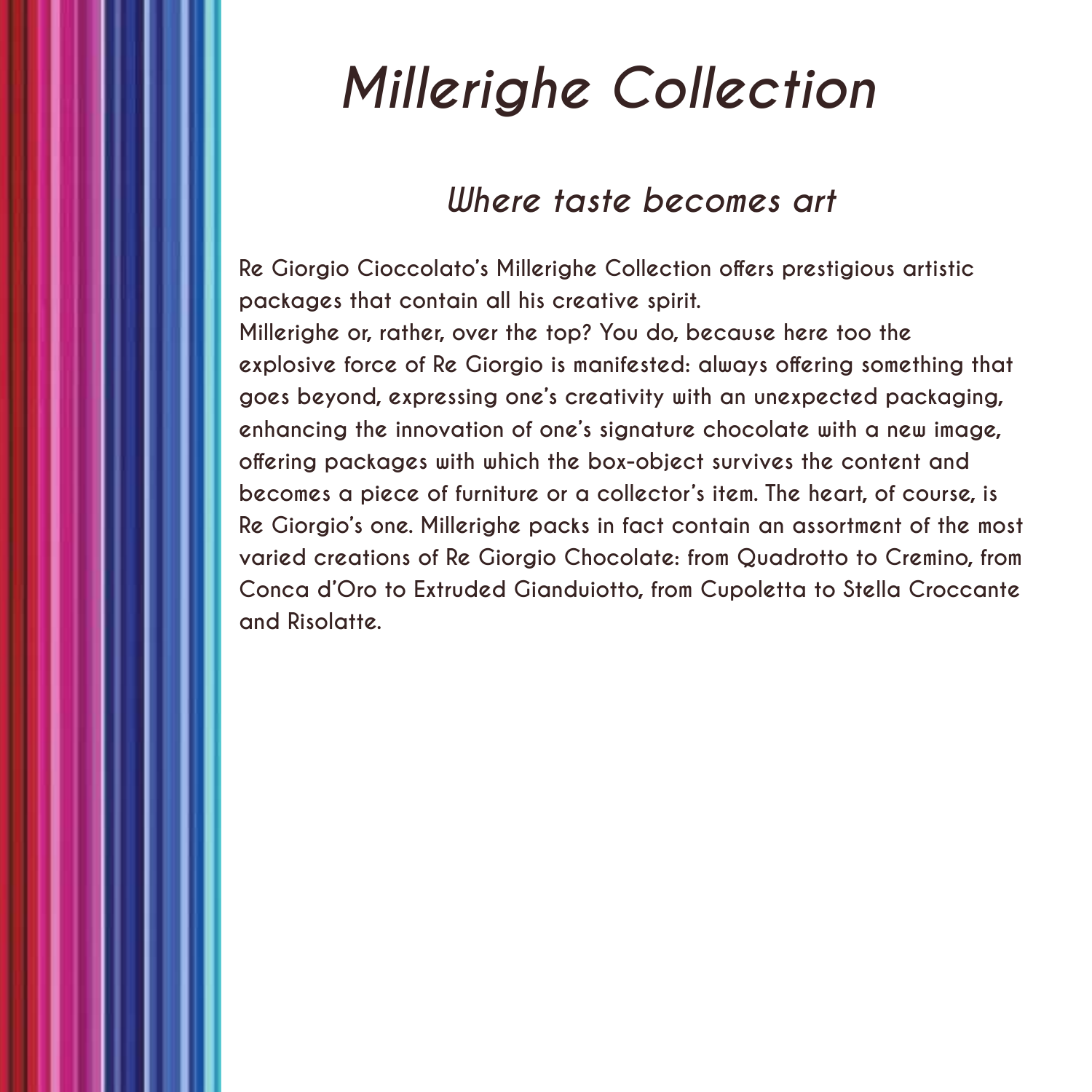# *Millerighe Collection*

## *Where taste becomes art*

Re Giorgio Cioccolato's Millerighe Collection offers prestigious artistic packages that contain all his creative spirit.
Millerighe or, rather, over the top? You do, because here too the explosive force of Re Giorgio is manifested: always offering something that goes beyond, expressing one's creativity with an unexpected packaging, enhancing the innovation of one's signature chocolate with a new image, offering packages with which the box-object survives the content and becomes a piece of furniture or a collector's item. The heart, of course, is Re Giorgio's one. Millerighe packs in fact contain an assortment of the most varied creations of Re Giorgio Chocolate: from Quadrotto to Cremino, from Conca d'Oro to Extruded Gianduiotto, from Cupoletta to Stella Croccante and Risolatte.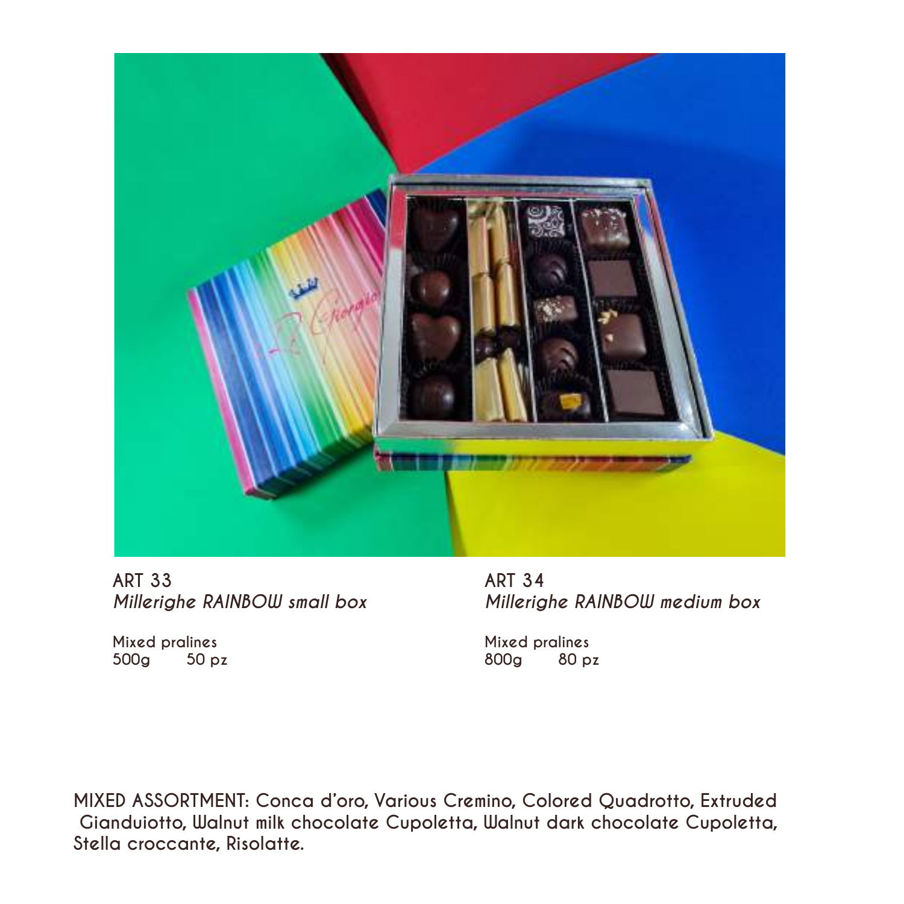**ART 33**
***Millerighe RAINBOW small box***

Mixed pralines
500g 50 pz

**ART 34**
***Millerighe RAINBOW medium box***

Mixed pralines
800g 80 pz

**MIXED ASSORTMENT: Conca d'oro, Various Cremino, Colored Quadrotto, Extruded Gianduiotto, Walnut milk chocolate Cupoletta, Walnut dark chocolate Cupoletta, Stella croccante, Risolatte.**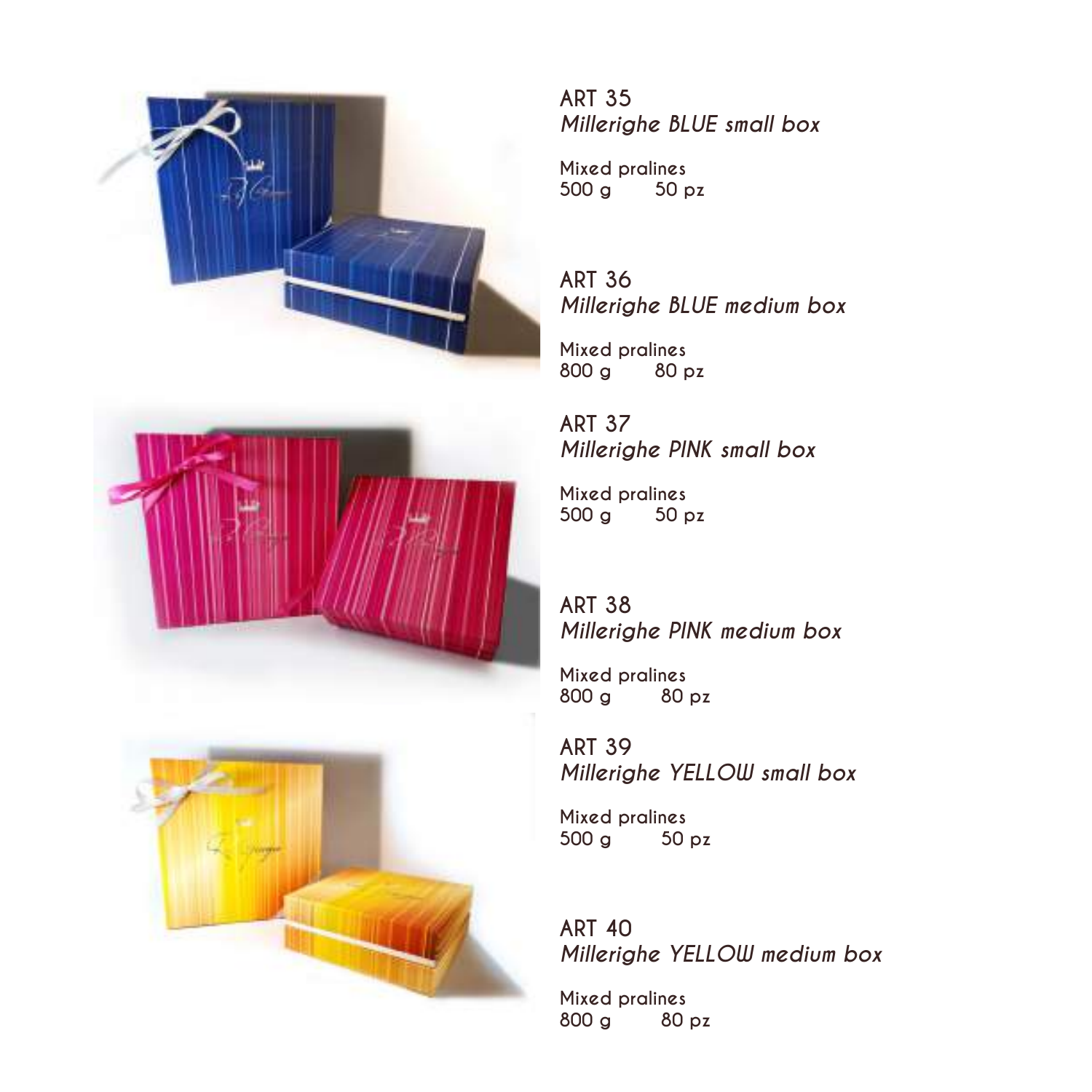## ART 35
*Millerighe BLUE small box*

Mixed pralines
500 g 50 pz

## ART 36
*Millerighe BLUE medium box*

Mixed pralines
800 g 80 pz

## ART 37
*Millerighe PINK small box*

Mixed pralines
500 g 50 pz

## ART 38
*Millerighe PINK medium box*

Mixed pralines
800 g 80 pz

## ART 39
*Millerighe YELLOW small box*

Mixed pralines
500 g 50 pz

## ART 40
*Millerighe YELLOW medium box*

Mixed pralines
800 g 80 pz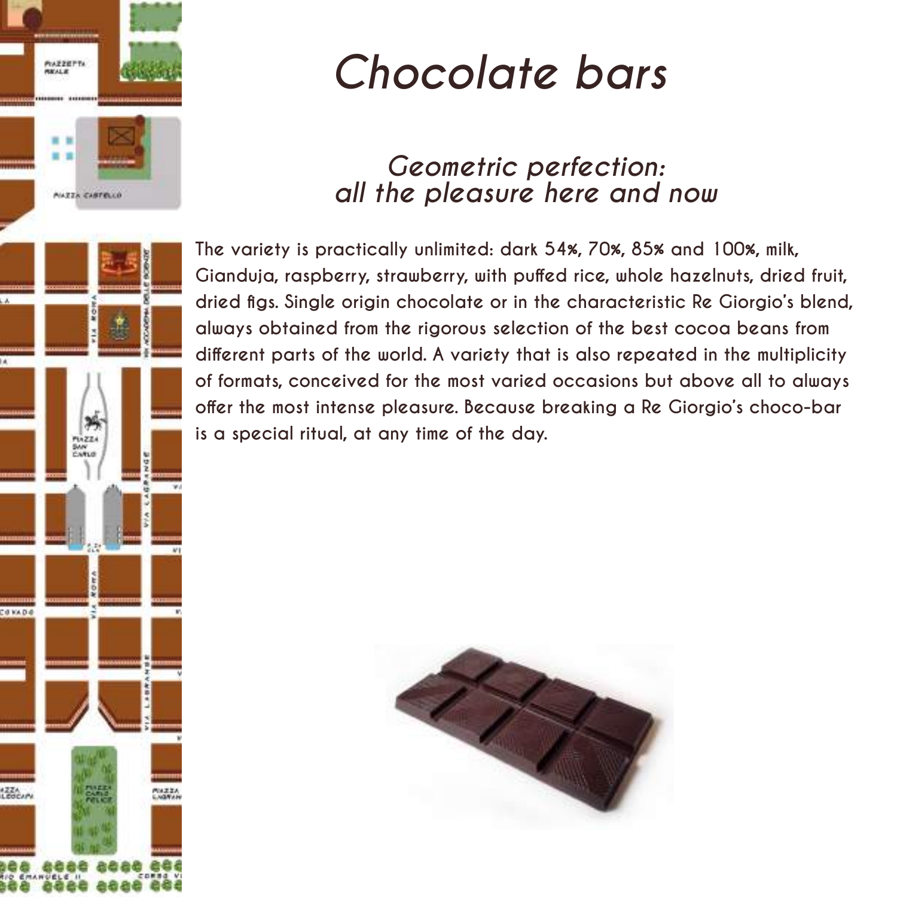# *Chocolate bars*

## *Geometric perfection: all the pleasure here and now*

The variety is practically unlimited: dark 54%, 70%, 85% and 100%, milk, Gianduja, raspberry, strawberry, with puffed rice, whole hazelnuts, dried fruit, dried figs. Single origin chocolate or in the characteristic Re Giorgio's blend, always obtained from the rigorous selection of the best cocoa beans from different parts of the world. A variety that is also repeated in the multiplicity of formats, conceived for the most varied occasions but above all to always offer the most intense pleasure. Because breaking a Re Giorgio's choco-bar is a special ritual, at any time of the day.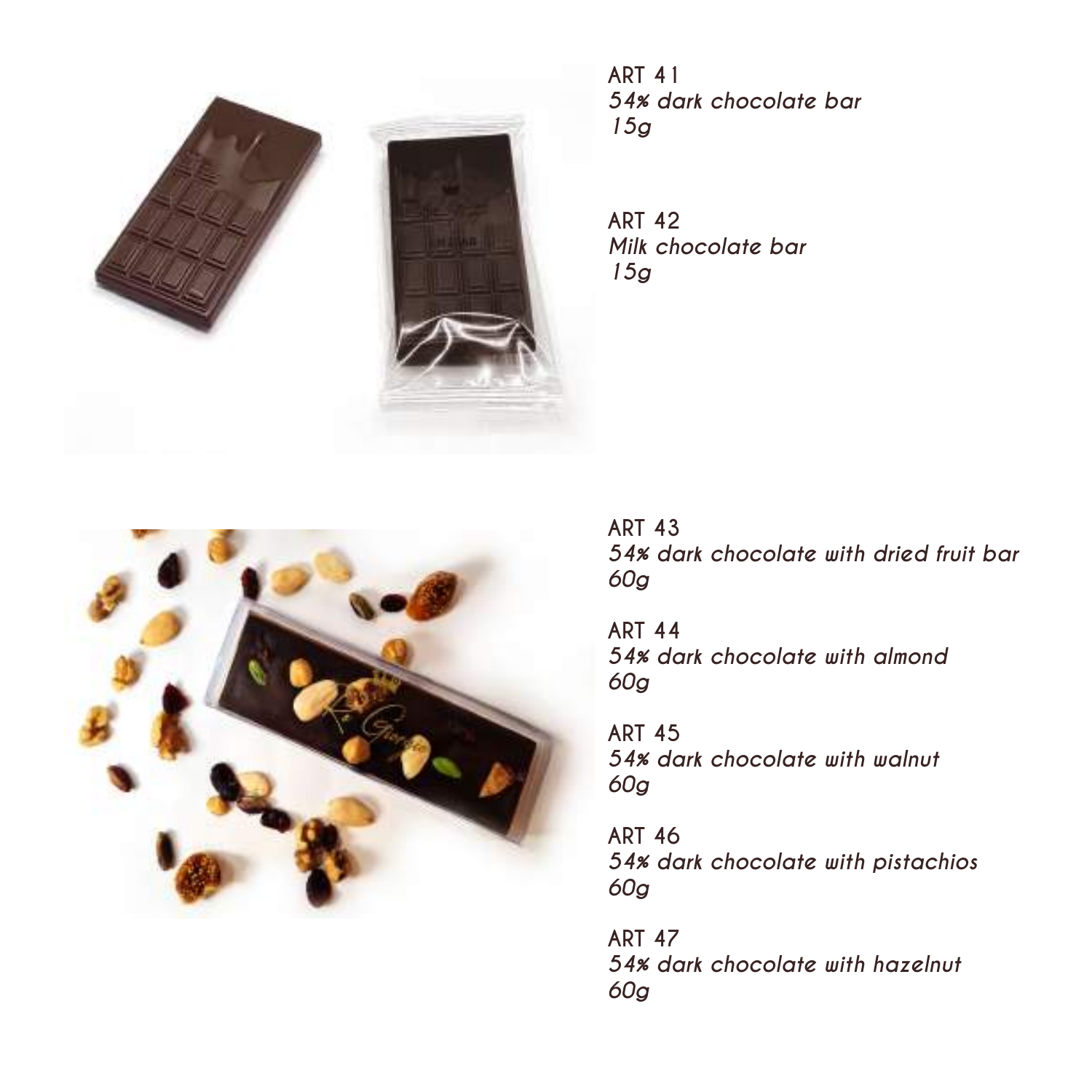ART 41
*54% dark chocolate bar*
*15g*

ART 42
*Milk chocolate bar*
*15g*

ART 43
*54% dark chocolate with dried fruit bar*
*60g*

ART 44
*54% dark chocolate with almond*
*60g*

ART 45
*54% dark chocolate with walnut*
*60g*

ART 46
*54% dark chocolate with pistachios*
*60g*

ART 47
*54% dark chocolate with hazelnut*
*60g*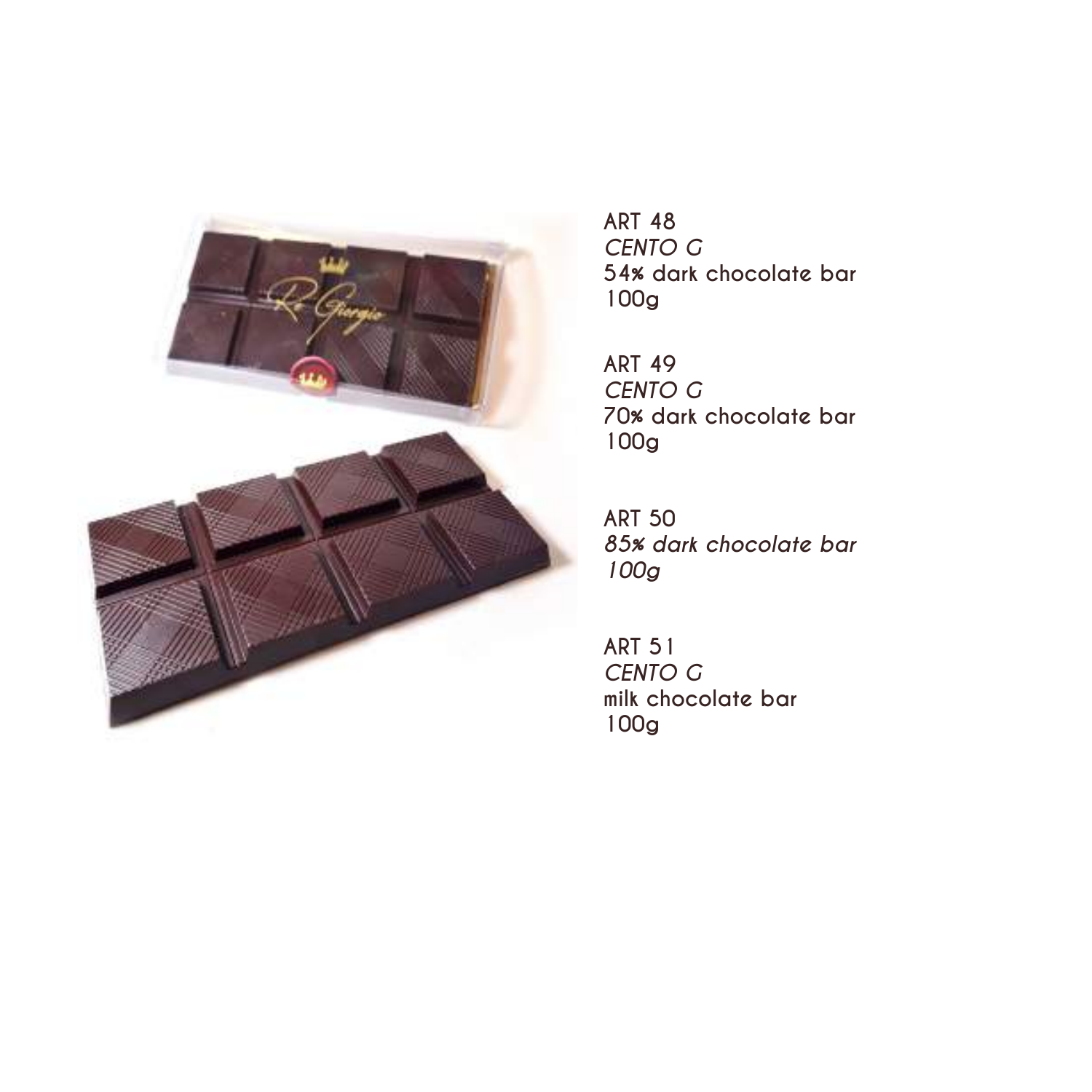ART 48
*CENTO G*
54% dark chocolate bar
100g

ART 49
*CENTO G*
70% dark chocolate bar
100g

ART 50
*85% dark chocolate bar*
*100g*

ART 51
*CENTO G*
milk chocolate bar
100g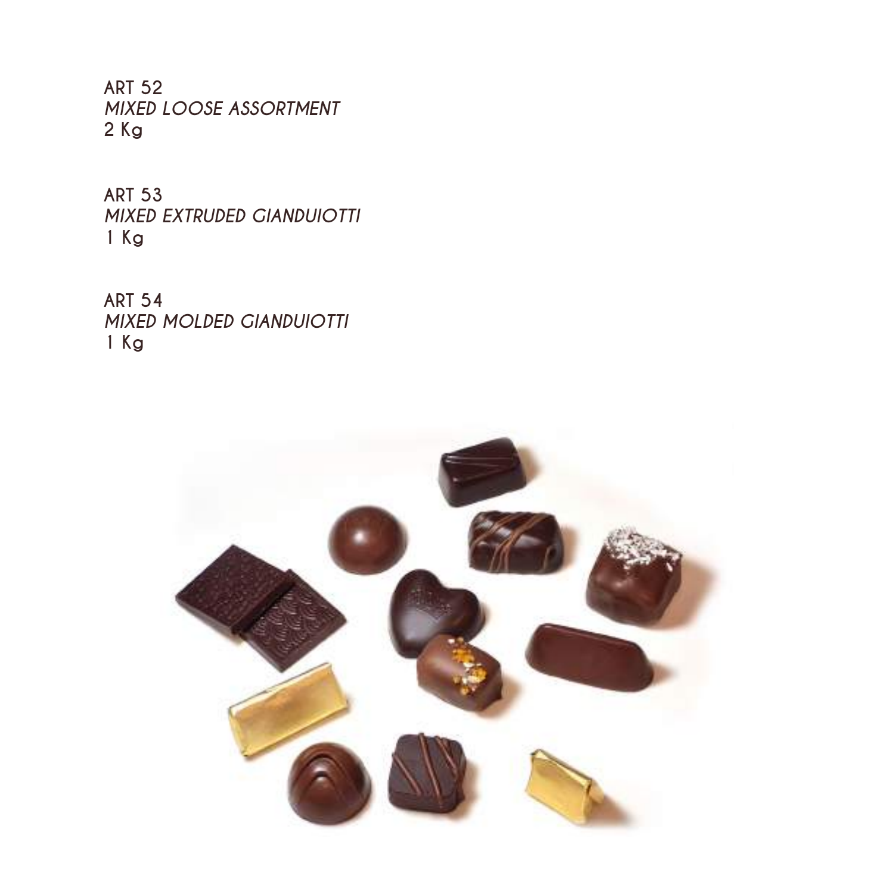**ART 52**
*MIXED LOOSE ASSORTMENT*
**2 Kg**

**ART 53**
*MIXED EXTRUDED GIANDUIOTTI*
**1 Kg**

**ART 54**
*MIXED MOLDED GIANDUIOTTI*
**1 Kg**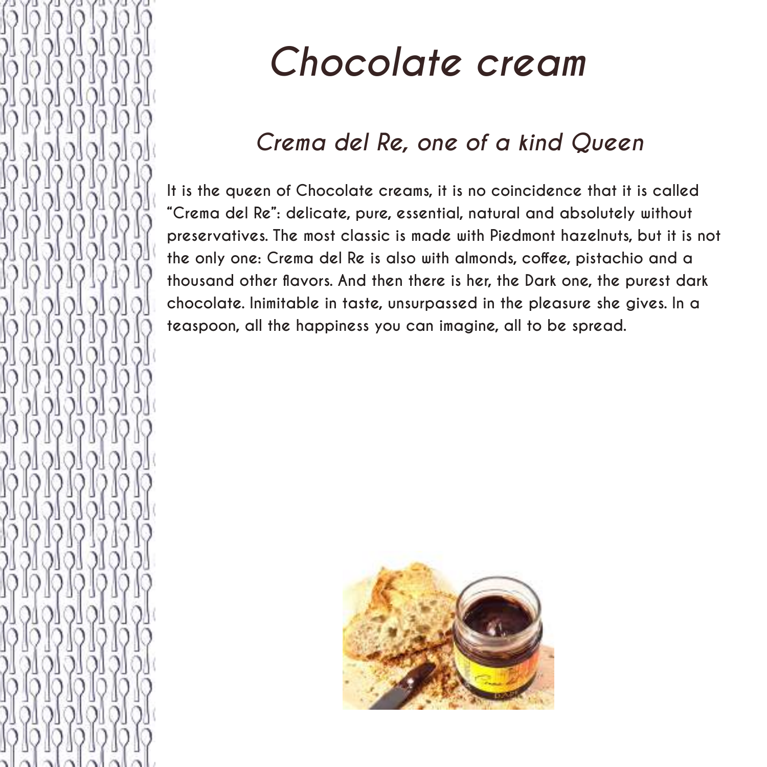# Chocolate cream

## Crema del Re, one of a kind Queen

It is the queen of Chocolate creams, it is no coincidence that it is called "Crema del Re": delicate, pure, essential, natural and absolutely without preservatives. The most classic is made with Piedmont hazelnuts, but it is not the only one: Crema del Re is also with almonds, coffee, pistachio and a thousand other flavors. And then there is her, the Dark one, the purest dark chocolate. Inimitable in taste, unsurpassed in the pleasure she gives. In a teaspoon, all the happiness you can imagine, all to be spread.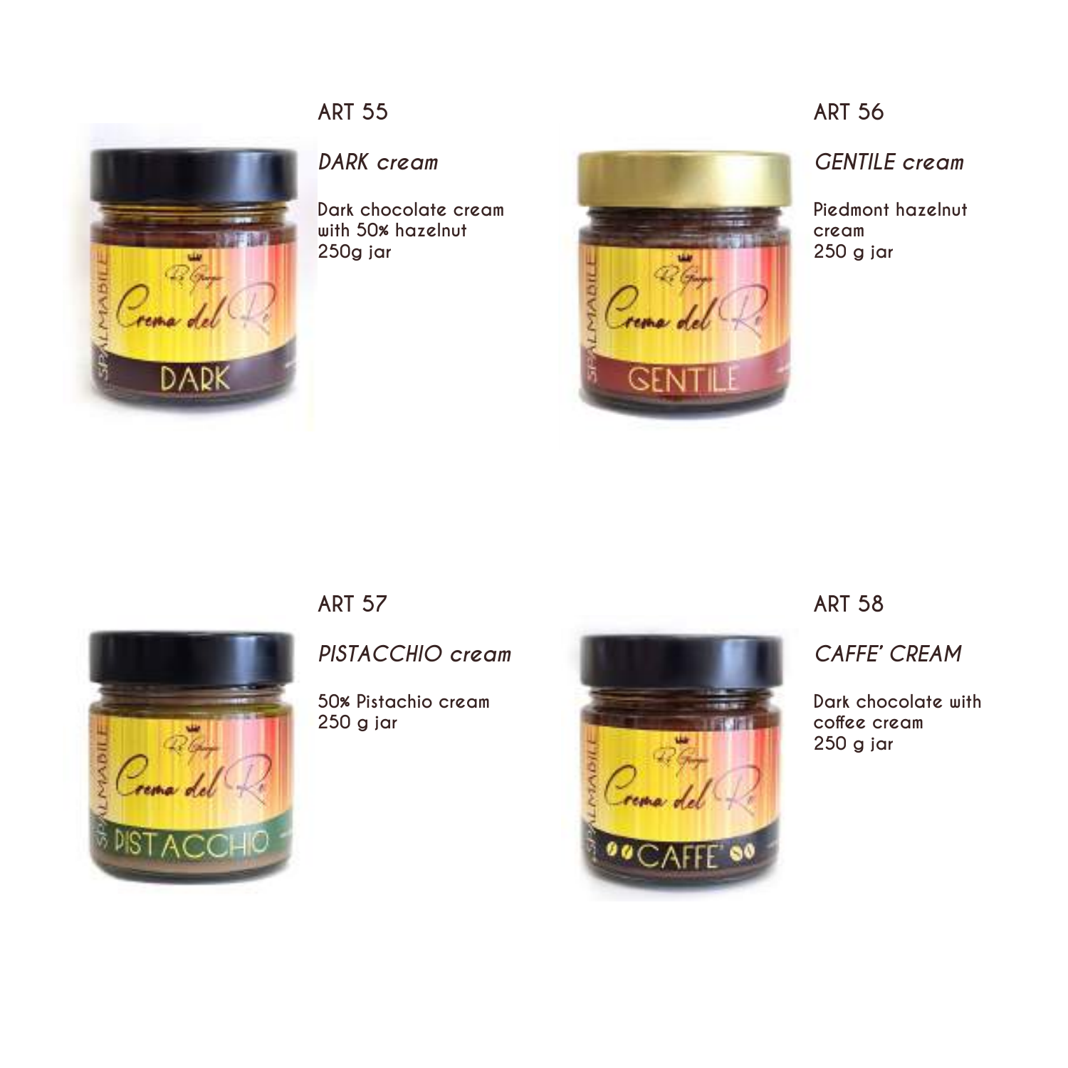## ART 55

*DARK cream*

Dark chocolate cream
with 50% hazelnut
250g jar

## ART 56

*GENTILE cream*

Piedmont hazelnut
cream
250 g jar

## ART 57

*PISTACCHIO cream*

50% Pistachio cream
250 g jar

## ART 58

*CAFFE' CREAM*

Dark chocolate with
coffee cream
250 g jar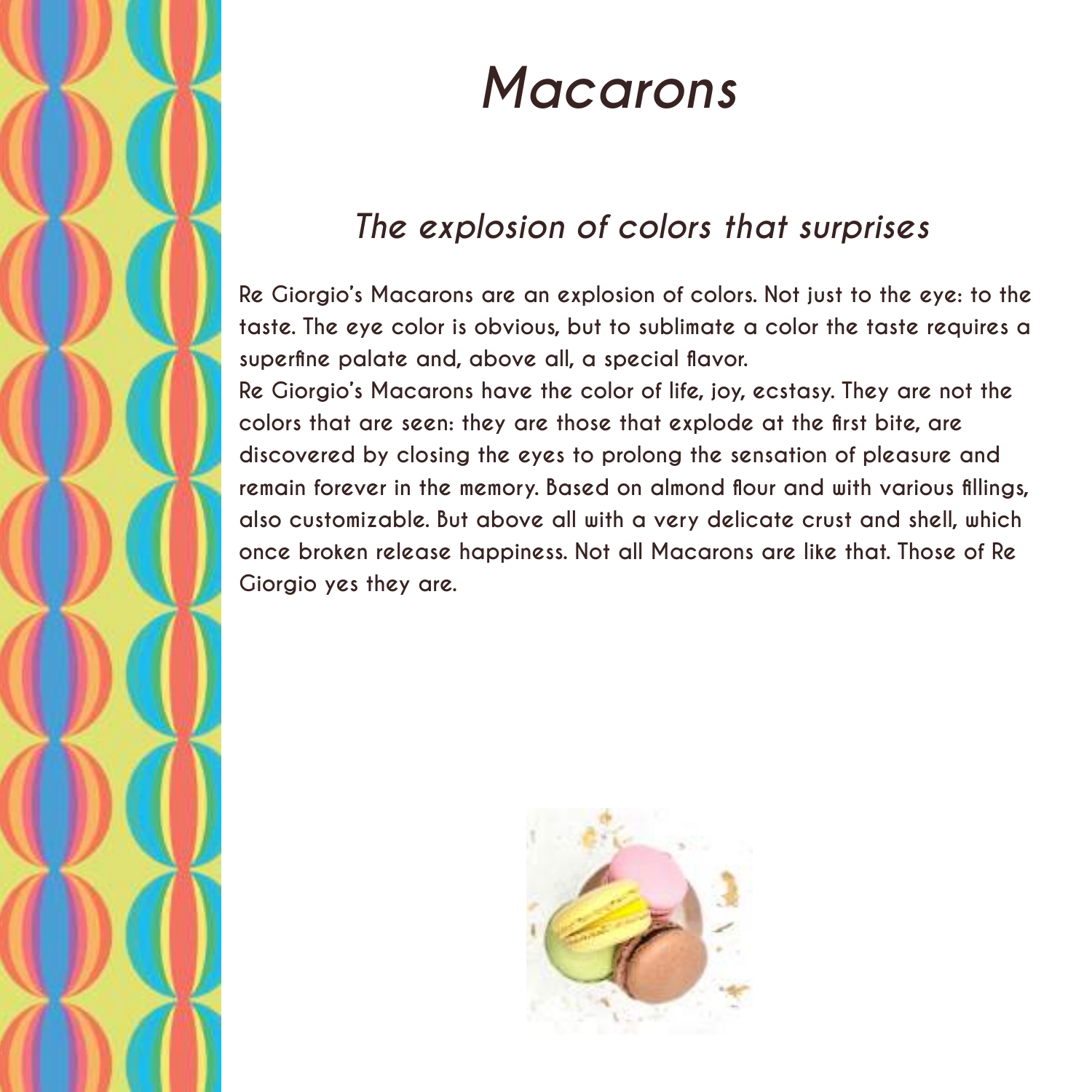# *Macarons*

## *The explosion of colors that surprises*

Re Giorgio's Macarons are an explosion of colors. Not just to the eye: to the taste. The eye color is obvious, but to sublimate a color the taste requires a superfine palate and, above all, a special flavor.

Re Giorgio's Macarons have the color of life, joy, ecstasy. They are not the colors that are seen: they are those that explode at the first bite, are discovered by closing the eyes to prolong the sensation of pleasure and remain forever in the memory. Based on almond flour and with various fillings, also customizable. But above all with a very delicate crust and shell, which once broken release happiness. Not all Macarons are like that. Those of Re Giorgio yes they are.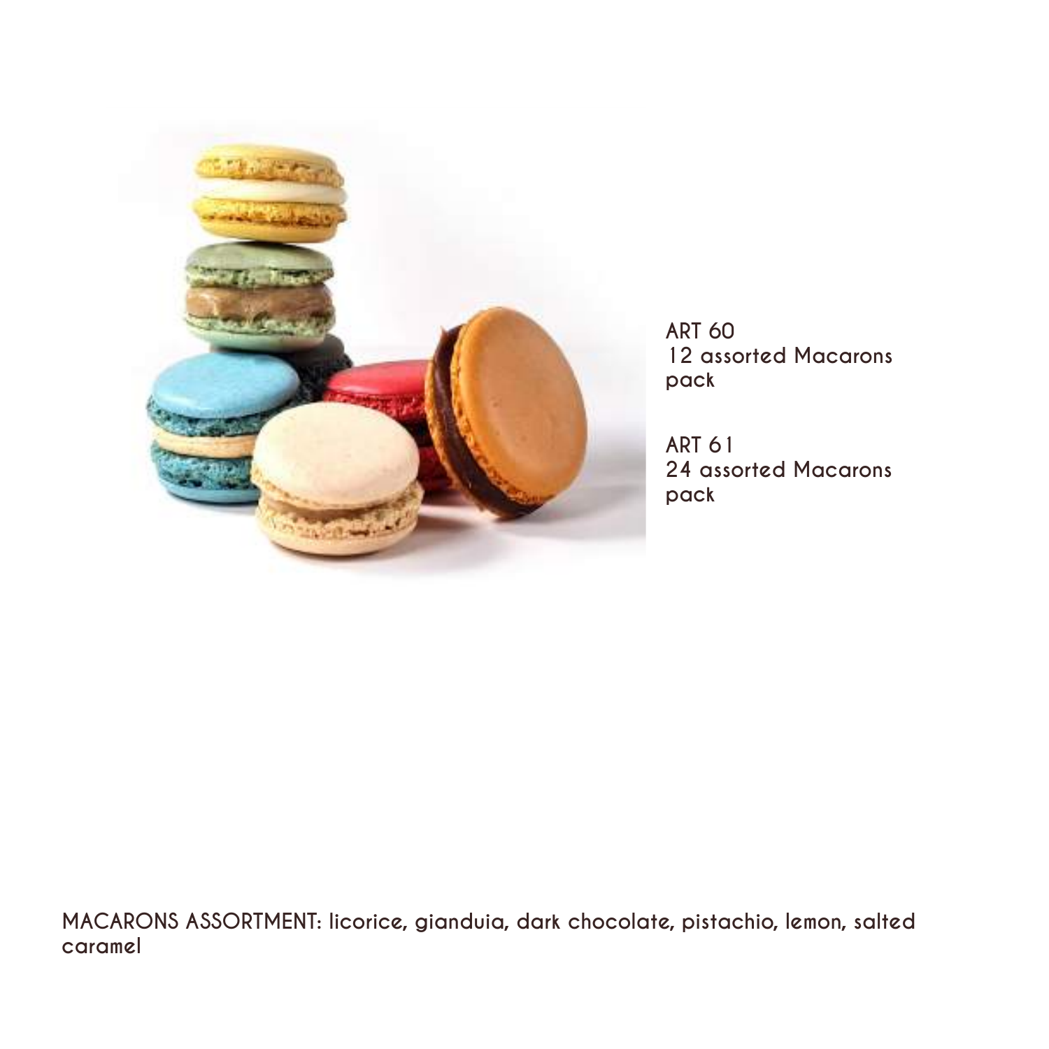ART 60
12 assorted Macarons pack

ART 61
24 assorted Macarons pack

MACARONS ASSORTMENT: licorice, gianduia, dark chocolate, pistachio, lemon, salted caramel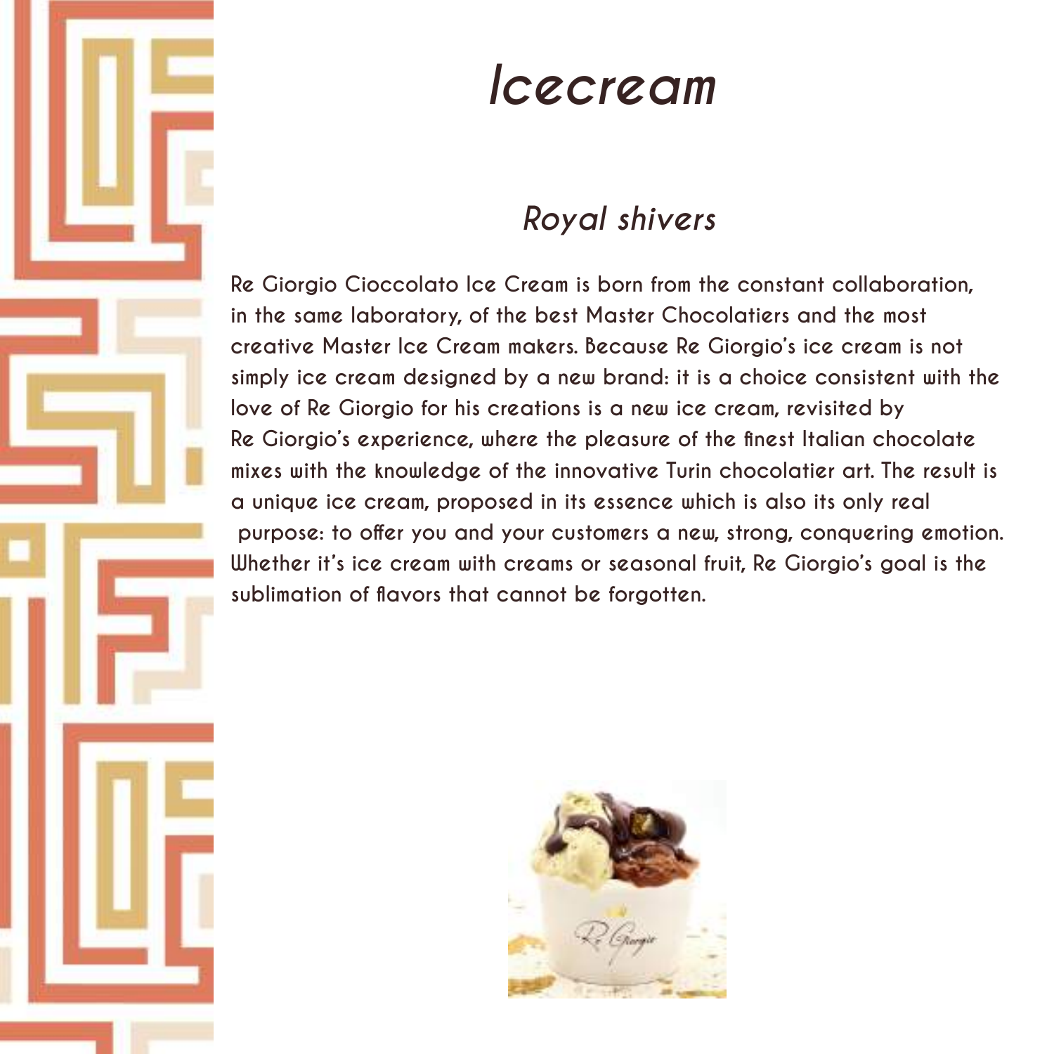# *Icecream*

## *Royal shivers*

Re Giorgio Cioccolato Ice Cream is born from the constant collaboration, in the same laboratory, of the best Master Chocolatiers and the most creative Master Ice Cream makers. Because Re Giorgio's ice cream is not simply ice cream designed by a new brand: it is a choice consistent with the love of Re Giorgio for his creations is a new ice cream, revisited by Re Giorgio's experience, where the pleasure of the finest Italian chocolate mixes with the knowledge of the innovative Turin chocolatier art. The result is a unique ice cream, proposed in its essence which is also its only real purpose: to offer you and your customers a new, strong, conquering emotion. Whether it's ice cream with creams or seasonal fruit, Re Giorgio's goal is the sublimation of flavors that cannot be forgotten.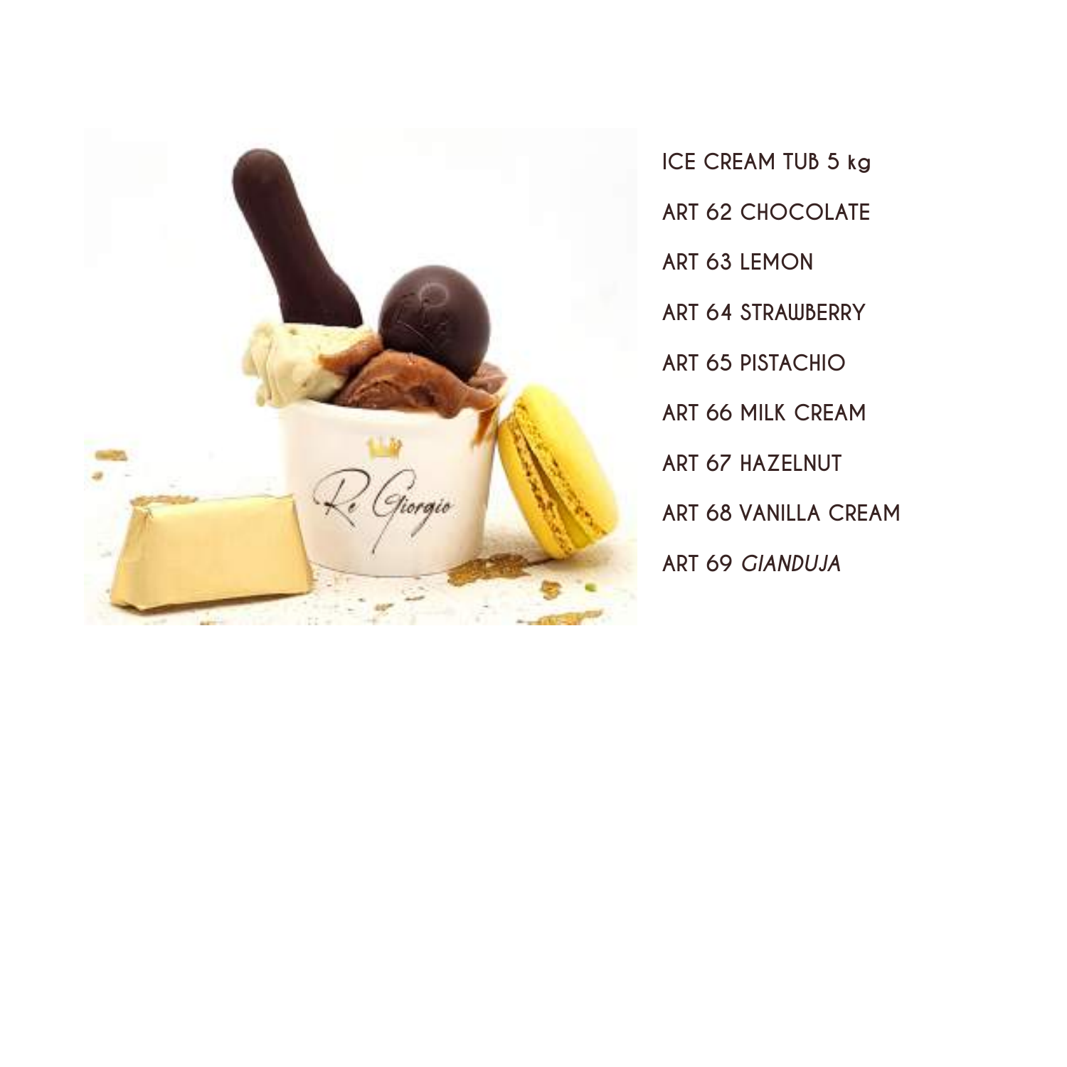ICE CREAM TUB 5 kg

ART 62 CHOCOLATE

ART 63 LEMON

ART 64 STRAWBERRY

ART 65 PISTACHIO

ART 66 MILK CREAM

ART 67 HAZELNUT

ART 68 VANILLA CREAM

ART 69 *GIANDUJA*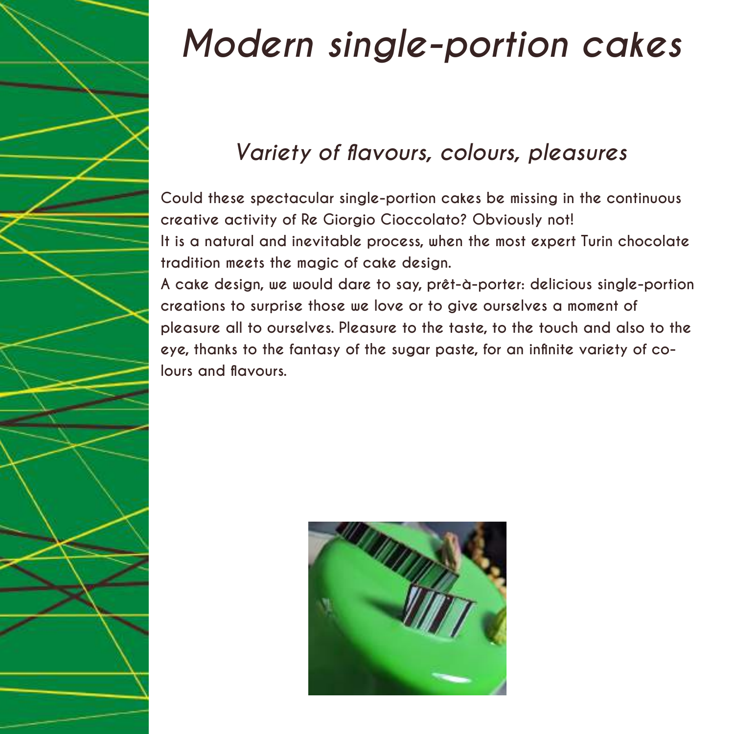# *Modern single-portion cakes*

## *Variety of flavours, colours, pleasures*

**Could these spectacular single-portion cakes be missing in the continuous creative activity of Re Giorgio Cioccolato? Obviously not!**
**It is a natural and inevitable process, when the most expert Turin chocolate tradition meets the magic of cake design.**
**A cake design, we would dare to say, prêt-à-porter: delicious single-portion creations to surprise those we love or to give ourselves a moment of pleasure all to ourselves. Pleasure to the taste, to the touch and also to the eye, thanks to the fantasy of the sugar paste, for an infinite variety of colours and flavours.**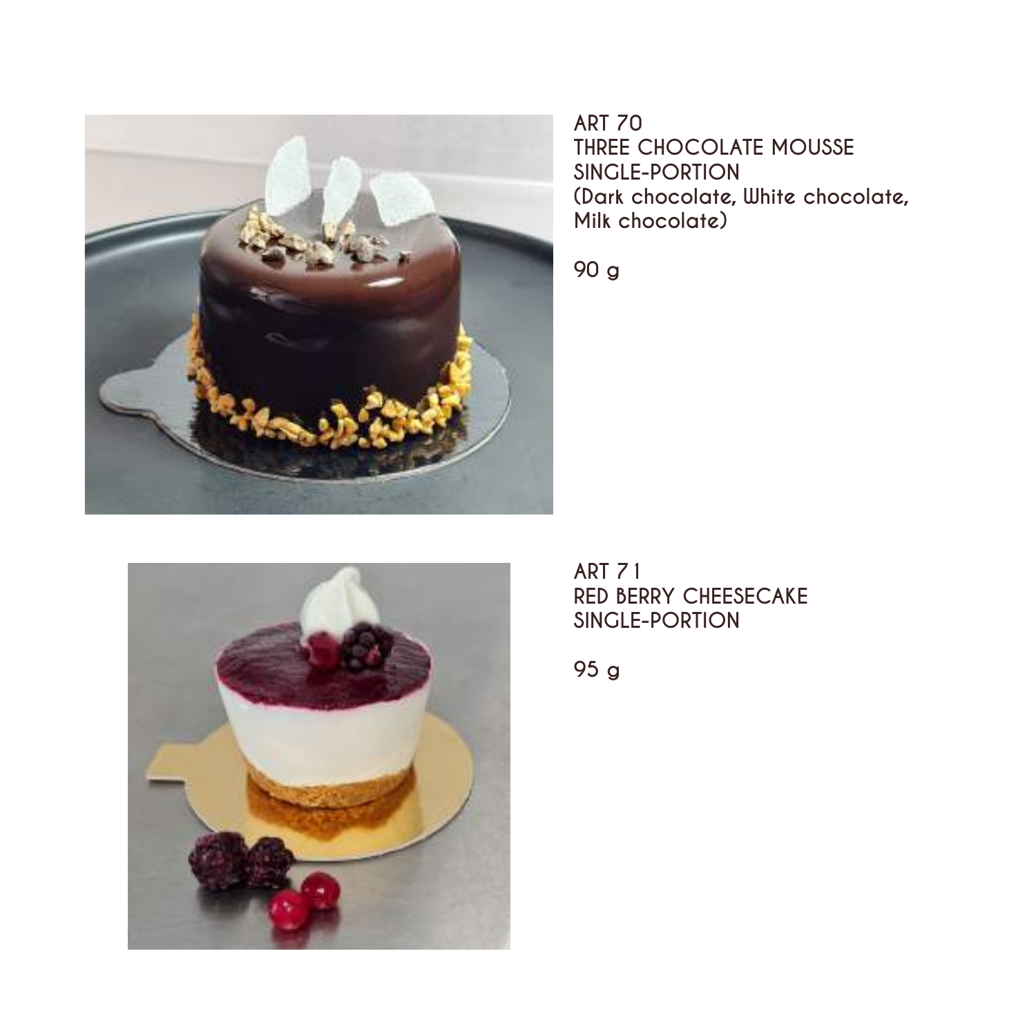ART 70
THREE CHOCOLATE MOUSSE
SINGLE-PORTION
(Dark chocolate, White chocolate,
Milk chocolate)

90 g

ART 71
RED BERRY CHEESECAKE
SINGLE-PORTION

95 g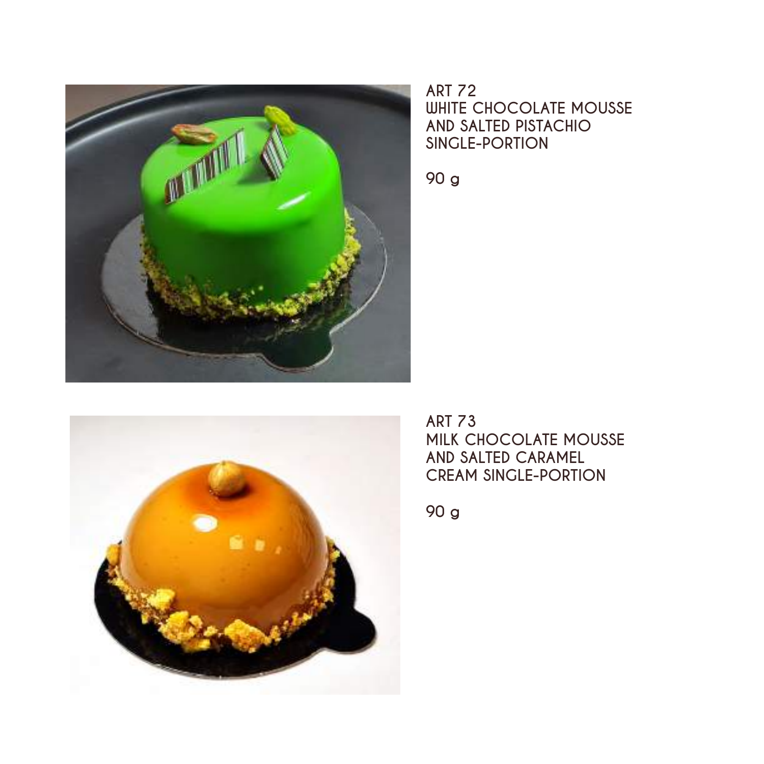ART 72
WHITE CHOCOLATE MOUSSE
AND SALTED PISTACHIO
SINGLE-PORTION

90 g

ART 73
MILK CHOCOLATE MOUSSE
AND SALTED CARAMEL
CREAM SINGLE-PORTION

90 g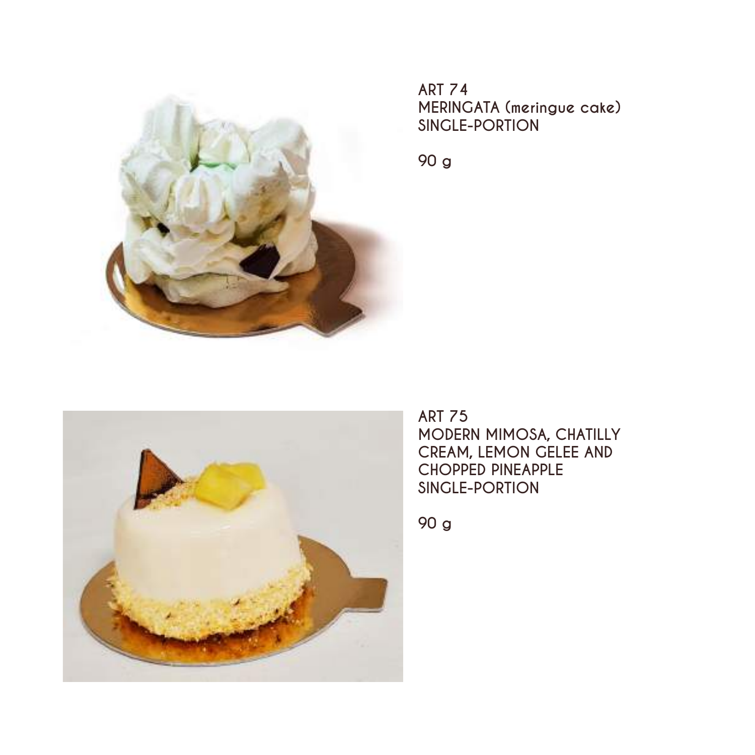ART 74
MERINGATA (meringue cake)
SINGLE-PORTION

90 g

ART 75
MODERN MIMOSA, CHATILLY CREAM, LEMON GELEE AND CHOPPED PINEAPPLE
SINGLE-PORTION

90 g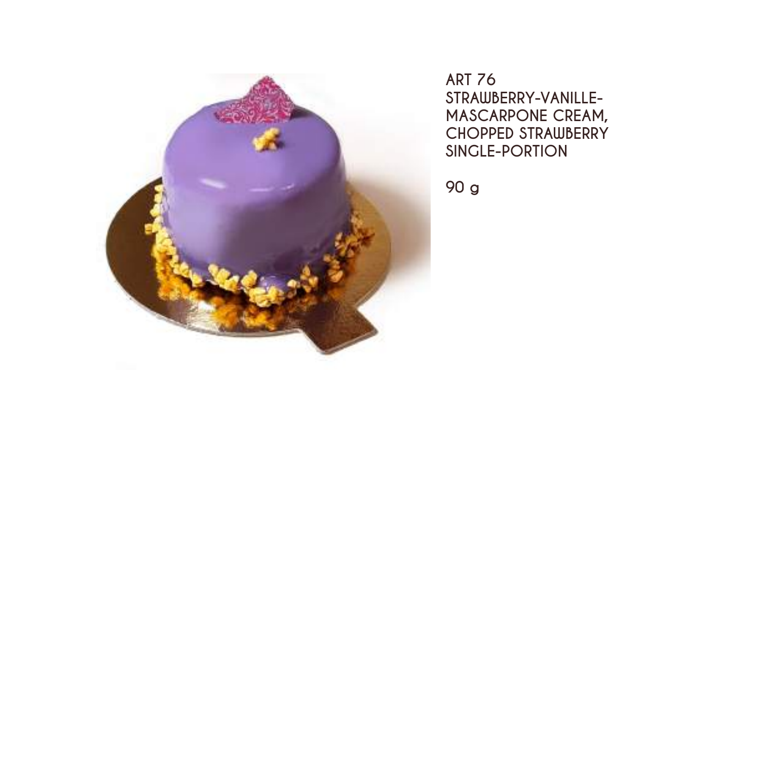ART 76
STRAWBERRY-VANILLE-
MASCARPONE CREAM,
CHOPPED STRAWBERRY
SINGLE-PORTION

90 g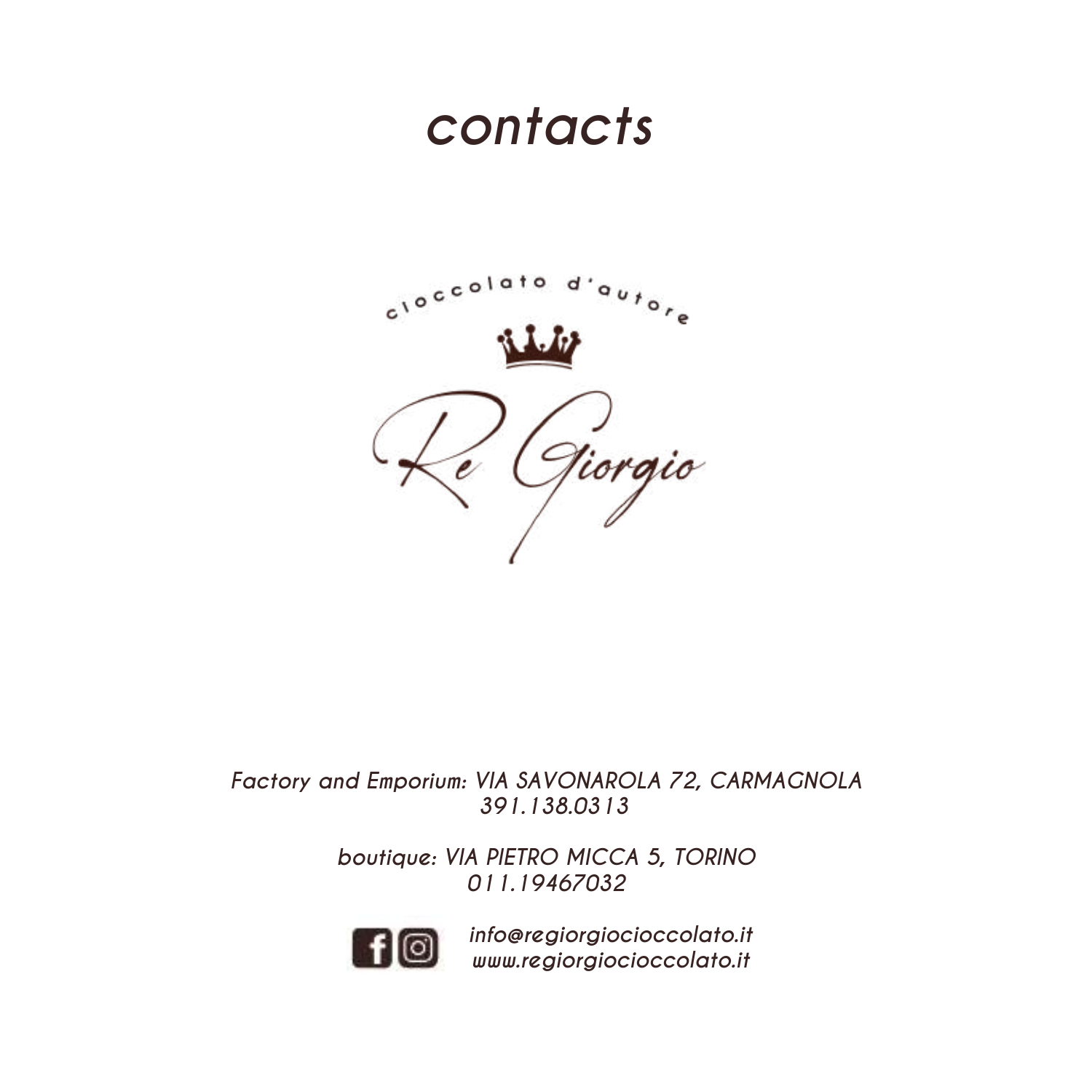# contacts

cioccolato d'autore

Re Giorgio

*Factory and Emporium: VIA SAVONAROLA 72, CARMAGNOLA*
*391.138.0313*

*boutique: VIA PIETRO MICCA 5, TORINO*
*011.19467032*

*info@regiorgiocioccolato.it*
*www.regiorgiocioccolato.it*